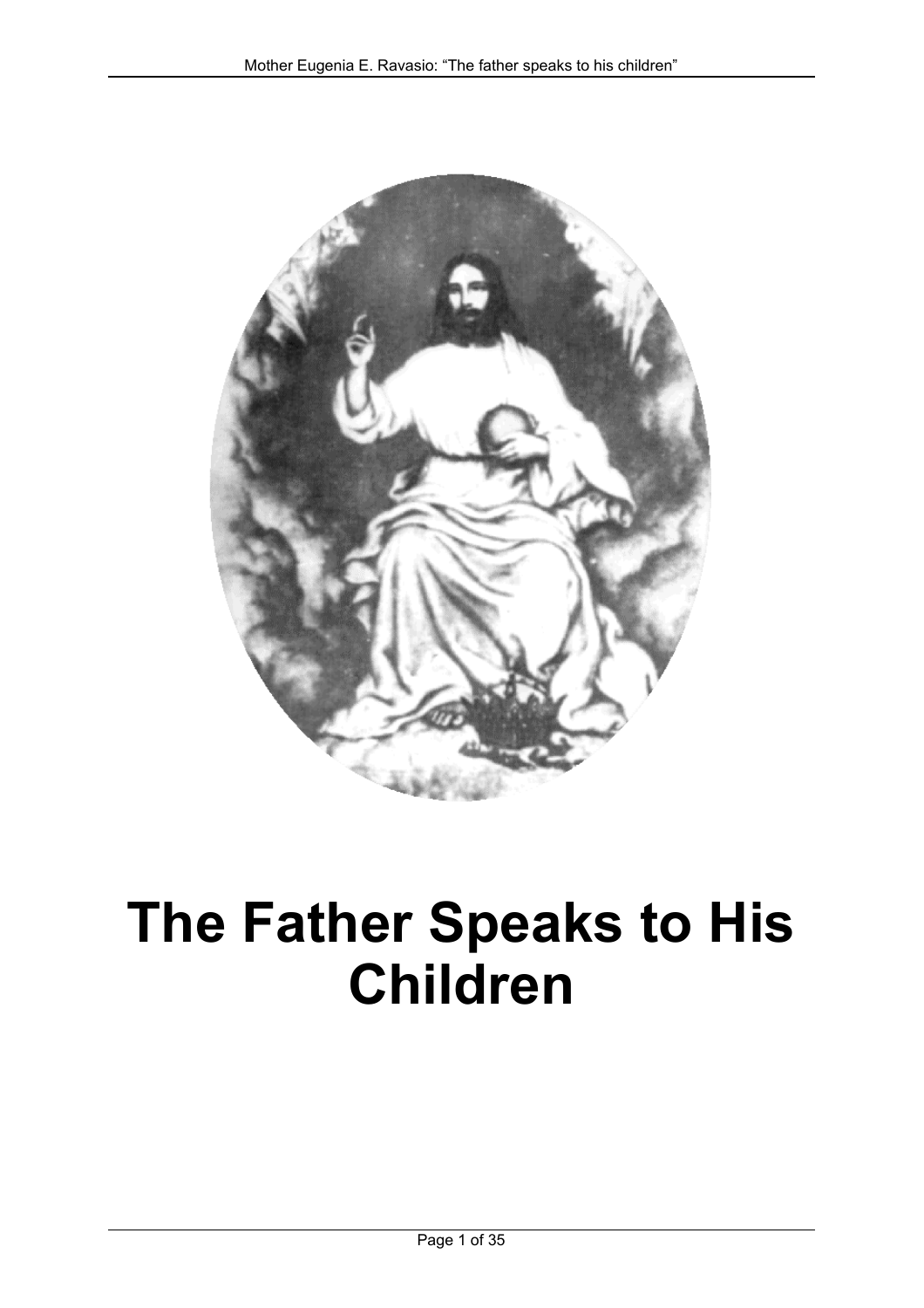# The Father Speaks to His Children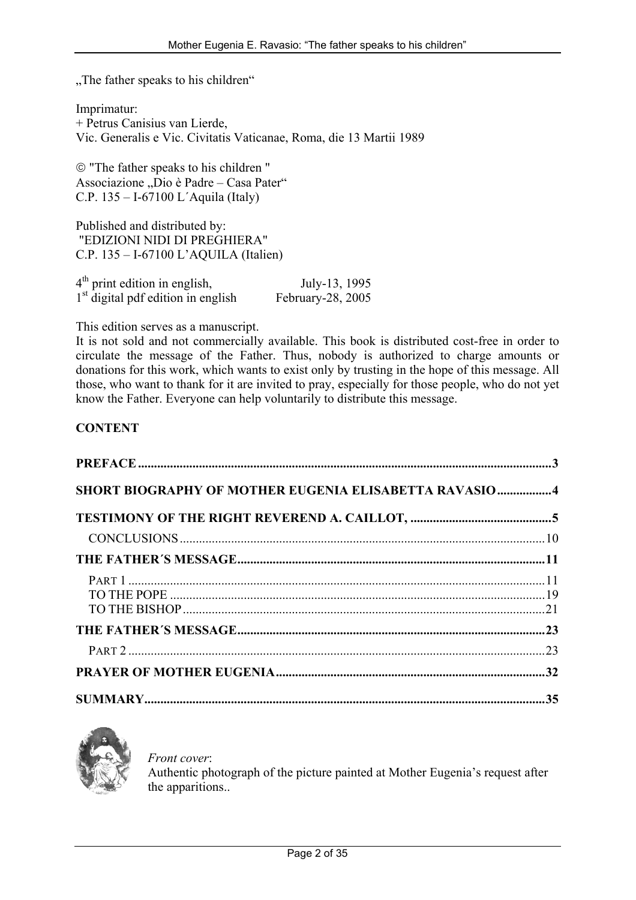„The father speaks to his children“

Imprimatur:
+ Petrus Canisius van Lierde,
Vic. Generalis e Vic. Civitatis Vaticanae, Roma, die 13 Martii 1989

© "The father speaks to his children "
Associazione „Dio è Padre – Casa Pater“
C.P. 135 – I-67100 L´Aquila (Italy)

Published and distributed by:
"EDIZIONI NIDI DI PREGHIERA"
C.P. 135 – I-67100 L'AQUILA (Italien)

4th print edition in english, July-13, 1995
1st digital pdf edition in english February-28, 2005

This edition serves as a manuscript.
It is not sold and not commercially available. This book is distributed cost-free in order to circulate the message of the Father. Thus, nobody is authorized to charge amounts or donations for this work, which wants to exist only by trusting in the hope of this message. All those, who want to thank for it are invited to pray, especially for those people, who do not yet know the Father. Everyone can help voluntarily to distribute this message.

**CONTENT**

**PREFACE** ........................................................ 3

**SHORT BIOGRAPHY OF MOTHER EUGENIA ELISABETTA RAVASIO** ................ 4

**TESTIMONY OF THE RIGHT REVEREND A. CAILLOT,** ...................... 5

CONCLUSIONS ...................................................... 10

**THE FATHER´S MESSAGE** ........................................... 11

PART 1 ........................................................... 11

TO THE POPE ...................................................... 19

TO THE BISHOP .................................................... 21

**THE FATHER´S MESSAGE** ........................................... 23

PART 2 ........................................................... 23

**PRAYER OF MOTHER EUGENIA** ........................................ 32

**SUMMARY** ........................................................ 35

*Front cover*:
Authentic photograph of the picture painted at Mother Eugenia's request after the apparitions..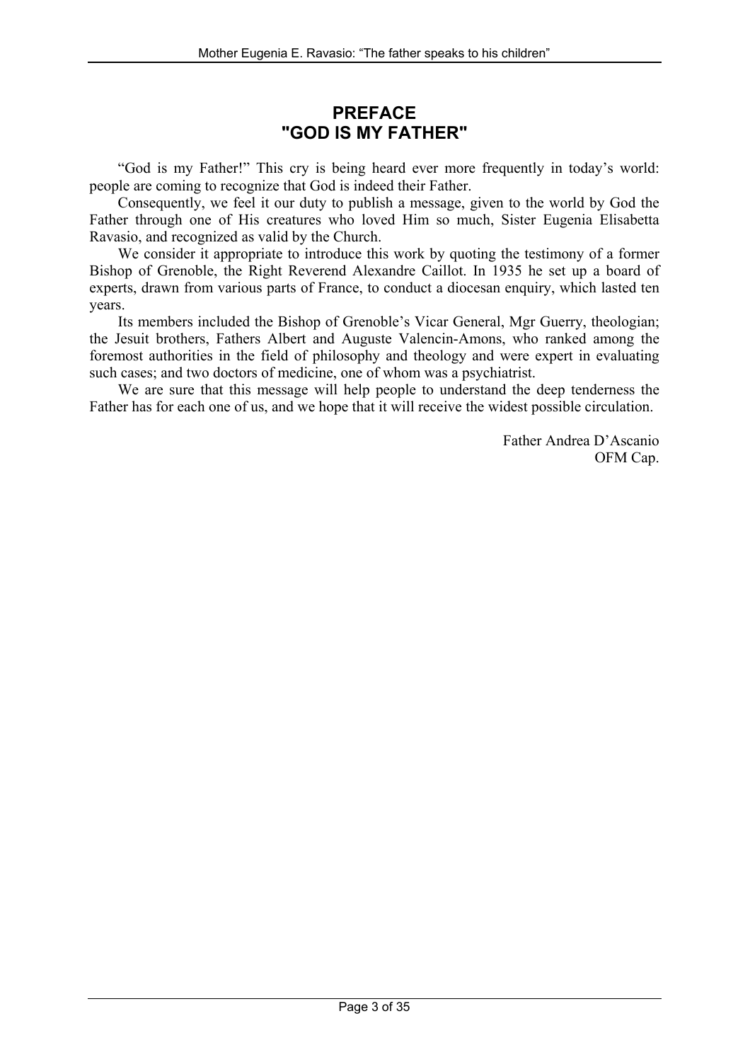# PREFACE
# "GOD IS MY FATHER"

"God is my Father!" This cry is being heard ever more frequently in today's world: people are coming to recognize that God is indeed their Father.

Consequently, we feel it our duty to publish a message, given to the world by God the Father through one of His creatures who loved Him so much, Sister Eugenia Elisabetta Ravasio, and recognized as valid by the Church.

We consider it appropriate to introduce this work by quoting the testimony of a former Bishop of Grenoble, the Right Reverend Alexandre Caillot. In 1935 he set up a board of experts, drawn from various parts of France, to conduct a diocesan enquiry, which lasted ten years.

Its members included the Bishop of Grenoble's Vicar General, Mgr Guerry, theologian; the Jesuit brothers, Fathers Albert and Auguste Valencin-Amons, who ranked among the foremost authorities in the field of philosophy and theology and were expert in evaluating such cases; and two doctors of medicine, one of whom was a psychiatrist.

We are sure that this message will help people to understand the deep tenderness the Father has for each one of us, and we hope that it will receive the widest possible circulation.

Father Andrea D'Ascanio
OFM Cap.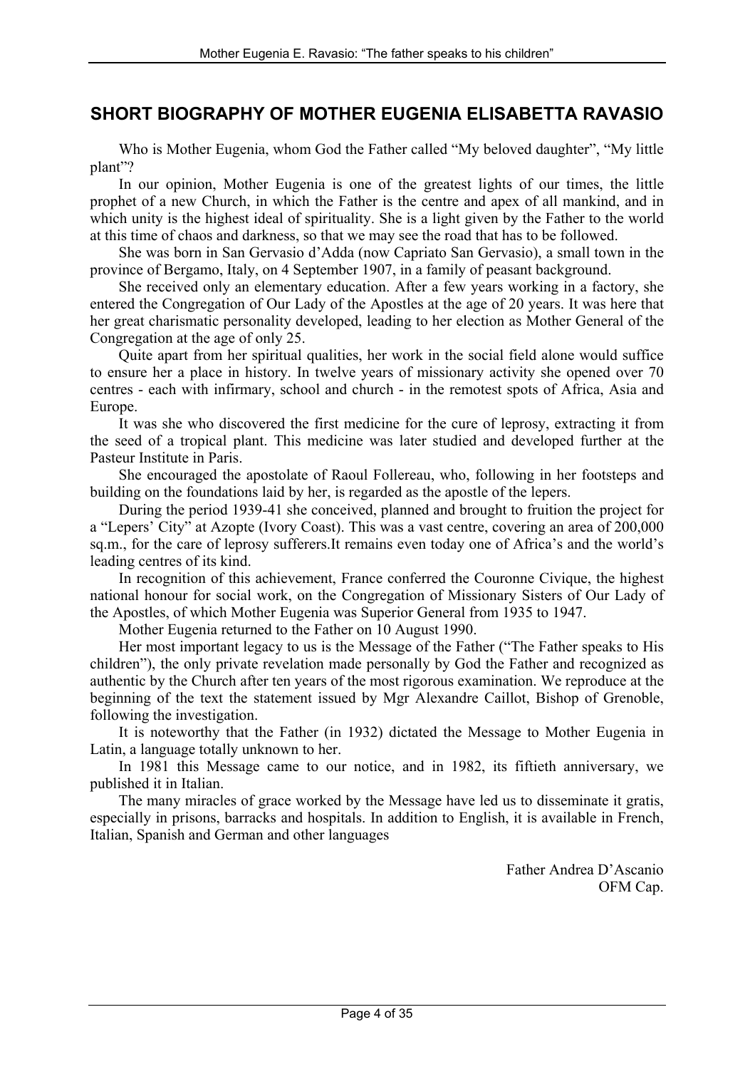## SHORT BIOGRAPHY OF MOTHER EUGENIA ELISABETTA RAVASIO

Who is Mother Eugenia, whom God the Father called "My beloved daughter", "My little plant"?

In our opinion, Mother Eugenia is one of the greatest lights of our times, the little prophet of a new Church, in which the Father is the centre and apex of all mankind, and in which unity is the highest ideal of spirituality. She is a light given by the Father to the world at this time of chaos and darkness, so that we may see the road that has to be followed.

She was born in San Gervasio d'Adda (now Capriato San Gervasio), a small town in the province of Bergamo, Italy, on 4 September 1907, in a family of peasant background.

She received only an elementary education. After a few years working in a factory, she entered the Congregation of Our Lady of the Apostles at the age of 20 years. It was here that her great charismatic personality developed, leading to her election as Mother General of the Congregation at the age of only 25.

Quite apart from her spiritual qualities, her work in the social field alone would suffice to ensure her a place in history. In twelve years of missionary activity she opened over 70 centres - each with infirmary, school and church - in the remotest spots of Africa, Asia and Europe.

It was she who discovered the first medicine for the cure of leprosy, extracting it from the seed of a tropical plant. This medicine was later studied and developed further at the Pasteur Institute in Paris.

She encouraged the apostolate of Raoul Follereau, who, following in her footsteps and building on the foundations laid by her, is regarded as the apostle of the lepers.

During the period 1939-41 she conceived, planned and brought to fruition the project for a "Lepers' City" at Azopte (Ivory Coast). This was a vast centre, covering an area of 200,000 sq.m., for the care of leprosy sufferers.It remains even today one of Africa's and the world's leading centres of its kind.

In recognition of this achievement, France conferred the Couronne Civique, the highest national honour for social work, on the Congregation of Missionary Sisters of Our Lady of the Apostles, of which Mother Eugenia was Superior General from 1935 to 1947.

Mother Eugenia returned to the Father on 10 August 1990.

Her most important legacy to us is the Message of the Father ("The Father speaks to His children"), the only private revelation made personally by God the Father and recognized as authentic by the Church after ten years of the most rigorous examination. We reproduce at the beginning of the text the statement issued by Mgr Alexandre Caillot, Bishop of Grenoble, following the investigation.

It is noteworthy that the Father (in 1932) dictated the Message to Mother Eugenia in Latin, a language totally unknown to her.

In 1981 this Message came to our notice, and in 1982, its fiftieth anniversary, we published it in Italian.

The many miracles of grace worked by the Message have led us to disseminate it gratis, especially in prisons, barracks and hospitals. In addition to English, it is available in French, Italian, Spanish and German and other languages

Father Andrea D'Ascanio
OFM Cap.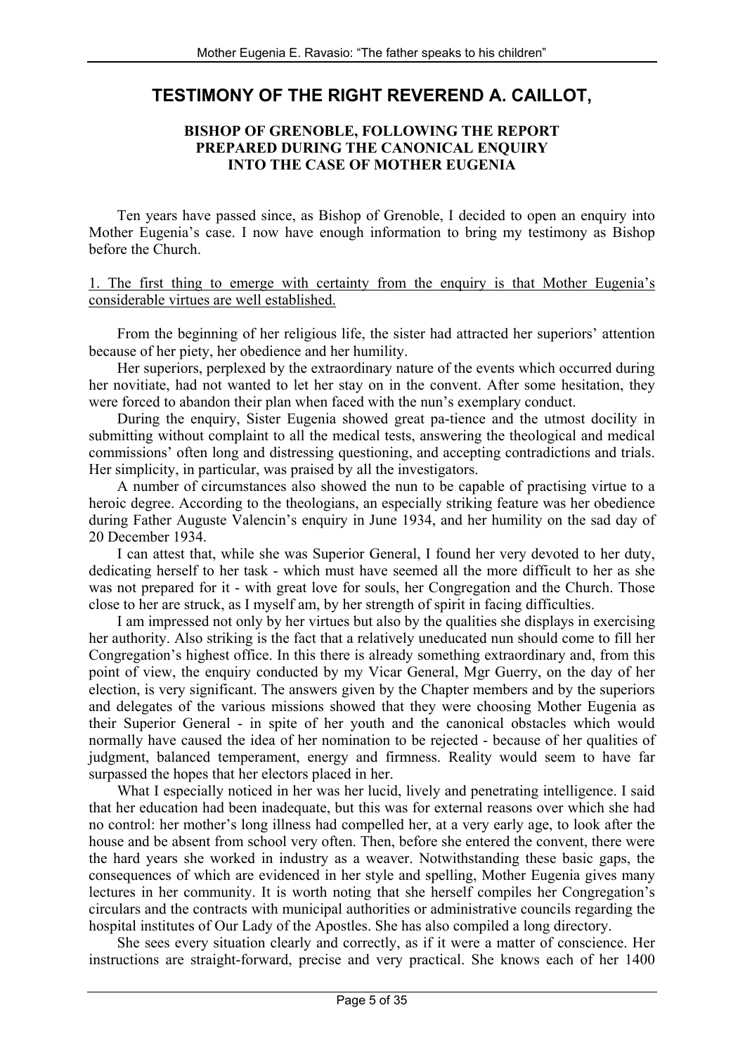# TESTIMONY OF THE RIGHT REVEREND A. CAILLOT,

### BISHOP OF GRENOBLE, FOLLOWING THE REPORT PREPARED DURING THE CANONICAL ENQUIRY INTO THE CASE OF MOTHER EUGENIA

Ten years have passed since, as Bishop of Grenoble, I decided to open an enquiry into Mother Eugenia's case. I now have enough information to bring my testimony as Bishop before the Church.

<u>1. The first thing to emerge with certainty from the enquiry is that Mother Eugenia's considerable virtues are well established.</u>

From the beginning of her religious life, the sister had attracted her superiors' attention because of her piety, her obedience and her humility.

Her superiors, perplexed by the extraordinary nature of the events which occurred during her novitiate, had not wanted to let her stay on in the convent. After some hesitation, they were forced to abandon their plan when faced with the nun's exemplary conduct.

During the enquiry, Sister Eugenia showed great pa-tience and the utmost docility in submitting without complaint to all the medical tests, answering the theological and medical commissions' often long and distressing questioning, and accepting contradictions and trials. Her simplicity, in particular, was praised by all the investigators.

A number of circumstances also showed the nun to be capable of practising virtue to a heroic degree. According to the theologians, an especially striking feature was her obedience during Father Auguste Valencin's enquiry in June 1934, and her humility on the sad day of 20 December 1934.

I can attest that, while she was Superior General, I found her very devoted to her duty, dedicating herself to her task - which must have seemed all the more difficult to her as she was not prepared for it - with great love for souls, her Congregation and the Church. Those close to her are struck, as I myself am, by her strength of spirit in facing difficulties.

I am impressed not only by her virtues but also by the qualities she displays in exercising her authority. Also striking is the fact that a relatively uneducated nun should come to fill her Congregation's highest office. In this there is already something extraordinary and, from this point of view, the enquiry conducted by my Vicar General, Mgr Guerry, on the day of her election, is very significant. The answers given by the Chapter members and by the superiors and delegates of the various missions showed that they were choosing Mother Eugenia as their Superior General - in spite of her youth and the canonical obstacles which would normally have caused the idea of her nomination to be rejected - because of her qualities of judgment, balanced temperament, energy and firmness. Reality would seem to have far surpassed the hopes that her electors placed in her.

What I especially noticed in her was her lucid, lively and penetrating intelligence. I said that her education had been inadequate, but this was for external reasons over which she had no control: her mother's long illness had compelled her, at a very early age, to look after the house and be absent from school very often. Then, before she entered the convent, there were the hard years she worked in industry as a weaver. Notwithstanding these basic gaps, the consequences of which are evidenced in her style and spelling, Mother Eugenia gives many lectures in her community. It is worth noting that she herself compiles her Congregation's circulars and the contracts with municipal authorities or administrative councils regarding the hospital institutes of Our Lady of the Apostles. She has also compiled a long directory.

She sees every situation clearly and correctly, as if it were a matter of conscience. Her instructions are straight-forward, precise and very practical. She knows each of her 1400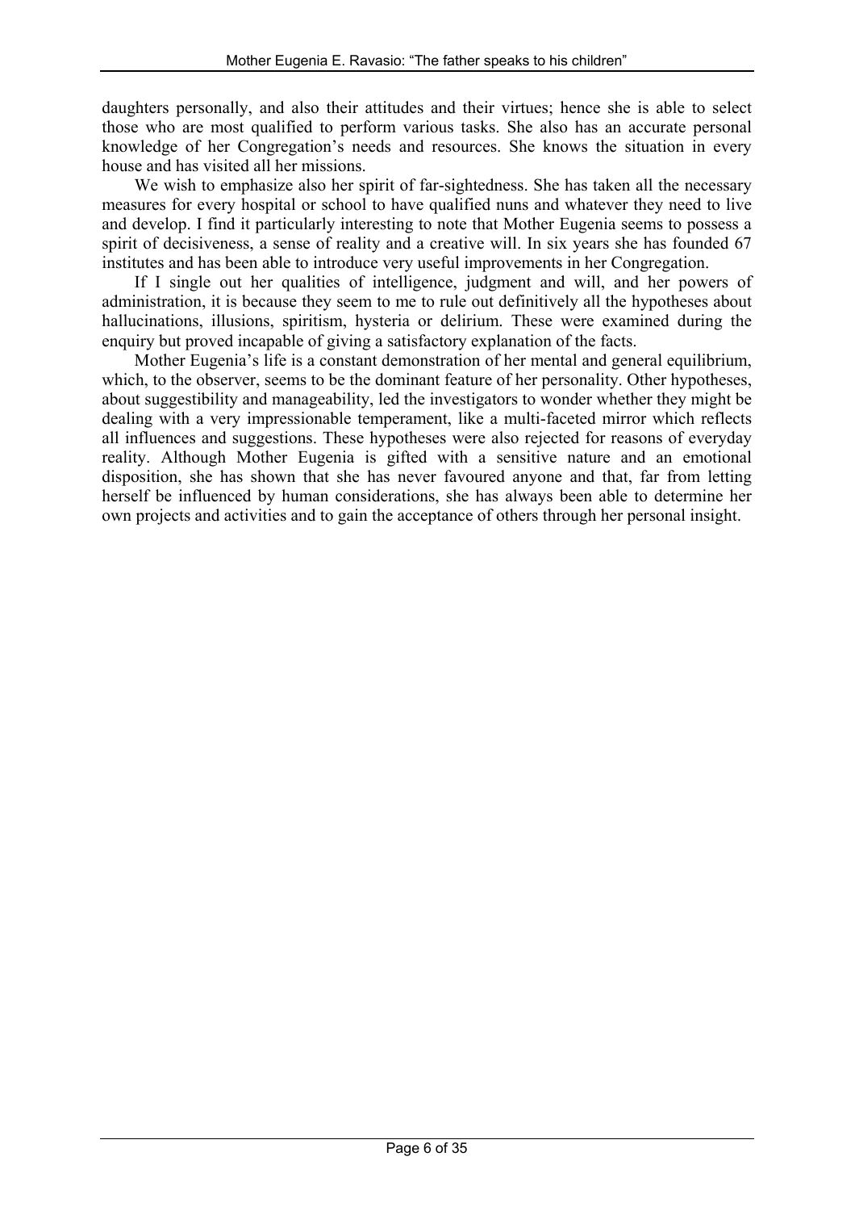daughters personally, and also their attitudes and their virtues; hence she is able to select those who are most qualified to perform various tasks. She also has an accurate personal knowledge of her Congregation's needs and resources. She knows the situation in every house and has visited all her missions.

We wish to emphasize also her spirit of far-sightedness. She has taken all the necessary measures for every hospital or school to have qualified nuns and whatever they need to live and develop. I find it particularly interesting to note that Mother Eugenia seems to possess a spirit of decisiveness, a sense of reality and a creative will. In six years she has founded 67 institutes and has been able to introduce very useful improvements in her Congregation.

If I single out her qualities of intelligence, judgment and will, and her powers of administration, it is because they seem to me to rule out definitively all the hypotheses about hallucinations, illusions, spiritism, hysteria or delirium. These were examined during the enquiry but proved incapable of giving a satisfactory explanation of the facts.

Mother Eugenia's life is a constant demonstration of her mental and general equilibrium, which, to the observer, seems to be the dominant feature of her personality. Other hypotheses, about suggestibility and manageability, led the investigators to wonder whether they might be dealing with a very impressionable temperament, like a multi-faceted mirror which reflects all influences and suggestions. These hypotheses were also rejected for reasons of everyday reality. Although Mother Eugenia is gifted with a sensitive nature and an emotional disposition, she has shown that she has never favoured anyone and that, far from letting herself be influenced by human considerations, she has always been able to determine her own projects and activities and to gain the acceptance of others through her personal insight.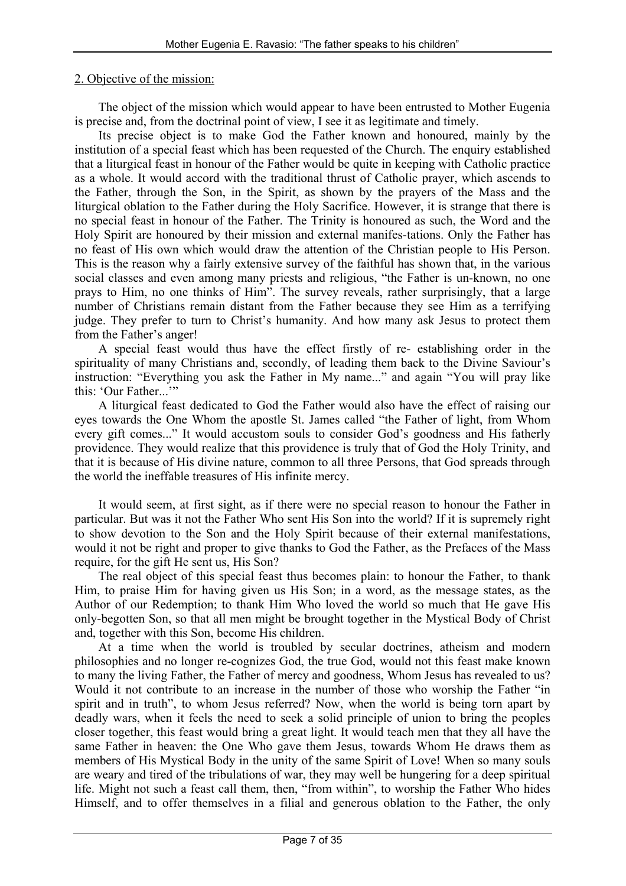2. Objective of the mission:

The object of the mission which would appear to have been entrusted to Mother Eugenia is precise and, from the doctrinal point of view, I see it as legitimate and timely.

Its precise object is to make God the Father known and honoured, mainly by the institution of a special feast which has been requested of the Church. The enquiry established that a liturgical feast in honour of the Father would be quite in keeping with Catholic practice as a whole. It would accord with the traditional thrust of Catholic prayer, which ascends to the Father, through the Son, in the Spirit, as shown by the prayers of the Mass and the liturgical oblation to the Father during the Holy Sacrifice. However, it is strange that there is no special feast in honour of the Father. The Trinity is honoured as such, the Word and the Holy Spirit are honoured by their mission and external manifes-tations. Only the Father has no feast of His own which would draw the attention of the Christian people to His Person. This is the reason why a fairly extensive survey of the faithful has shown that, in the various social classes and even among many priests and religious, "the Father is un-known, no one prays to Him, no one thinks of Him". The survey reveals, rather surprisingly, that a large number of Christians remain distant from the Father because they see Him as a terrifying judge. They prefer to turn to Christ's humanity. And how many ask Jesus to protect them from the Father's anger!

A special feast would thus have the effect firstly of re- establishing order in the spirituality of many Christians and, secondly, of leading them back to the Divine Saviour's instruction: "Everything you ask the Father in My name..." and again "You will pray like this: 'Our Father...'"

A liturgical feast dedicated to God the Father would also have the effect of raising our eyes towards the One Whom the apostle St. James called "the Father of light, from Whom every gift comes..." It would accustom souls to consider God's goodness and His fatherly providence. They would realize that this providence is truly that of God the Holy Trinity, and that it is because of His divine nature, common to all three Persons, that God spreads through the world the ineffable treasures of His infinite mercy.

It would seem, at first sight, as if there were no special reason to honour the Father in particular. But was it not the Father Who sent His Son into the world? If it is supremely right to show devotion to the Son and the Holy Spirit because of their external manifestations, would it not be right and proper to give thanks to God the Father, as the Prefaces of the Mass require, for the gift He sent us, His Son?

The real object of this special feast thus becomes plain: to honour the Father, to thank Him, to praise Him for having given us His Son; in a word, as the message states, as the Author of our Redemption; to thank Him Who loved the world so much that He gave His only-begotten Son, so that all men might be brought together in the Mystical Body of Christ and, together with this Son, become His children.

At a time when the world is troubled by secular doctrines, atheism and modern philosophies and no longer re-cognizes God, the true God, would not this feast make known to many the living Father, the Father of mercy and goodness, Whom Jesus has revealed to us? Would it not contribute to an increase in the number of those who worship the Father "in spirit and in truth", to whom Jesus referred? Now, when the world is being torn apart by deadly wars, when it feels the need to seek a solid principle of union to bring the peoples closer together, this feast would bring a great light. It would teach men that they all have the same Father in heaven: the One Who gave them Jesus, towards Whom He draws them as members of His Mystical Body in the unity of the same Spirit of Love! When so many souls are weary and tired of the tribulations of war, they may well be hungering for a deep spiritual life. Might not such a feast call them, then, "from within", to worship the Father Who hides Himself, and to offer themselves in a filial and generous oblation to the Father, the only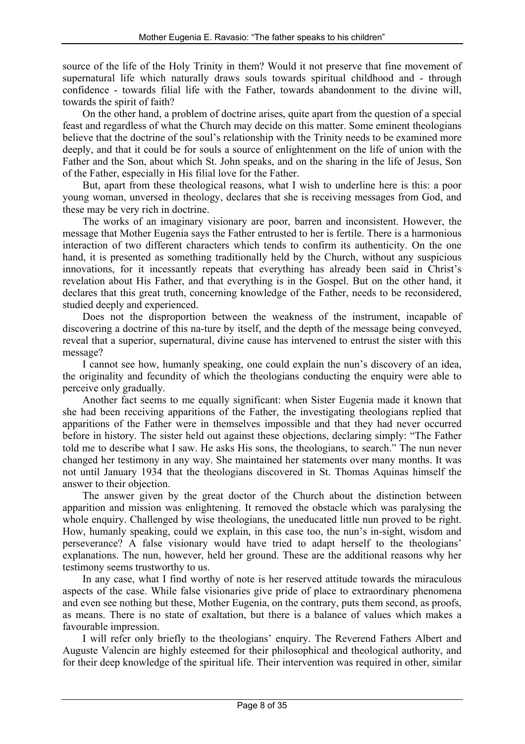source of the life of the Holy Trinity in them? Would it not preserve that fine movement of supernatural life which naturally draws souls towards spiritual childhood and - through confidence - towards filial life with the Father, towards abandonment to the divine will, towards the spirit of faith?

On the other hand, a problem of doctrine arises, quite apart from the question of a special feast and regardless of what the Church may decide on this matter. Some eminent theologians believe that the doctrine of the soul's relationship with the Trinity needs to be examined more deeply, and that it could be for souls a source of enlightenment on the life of union with the Father and the Son, about which St. John speaks, and on the sharing in the life of Jesus, Son of the Father, especially in His filial love for the Father.

But, apart from these theological reasons, what I wish to underline here is this: a poor young woman, unversed in theology, declares that she is receiving messages from God, and these may be very rich in doctrine.

The works of an imaginary visionary are poor, barren and inconsistent. However, the message that Mother Eugenia says the Father entrusted to her is fertile. There is a harmonious interaction of two different characters which tends to confirm its authenticity. On the one hand, it is presented as something traditionally held by the Church, without any suspicious innovations, for it incessantly repeats that everything has already been said in Christ's revelation about His Father, and that everything is in the Gospel. But on the other hand, it declares that this great truth, concerning knowledge of the Father, needs to be reconsidered, studied deeply and experienced.

Does not the disproportion between the weakness of the instrument, incapable of discovering a doctrine of this na-ture by itself, and the depth of the message being conveyed, reveal that a superior, supernatural, divine cause has intervened to entrust the sister with this message?

I cannot see how, humanly speaking, one could explain the nun's discovery of an idea, the originality and fecundity of which the theologians conducting the enquiry were able to perceive only gradually.

Another fact seems to me equally significant: when Sister Eugenia made it known that she had been receiving apparitions of the Father, the investigating theologians replied that apparitions of the Father were in themselves impossible and that they had never occurred before in history. The sister held out against these objections, declaring simply: "The Father told me to describe what I saw. He asks His sons, the theologians, to search." The nun never changed her testimony in any way. She maintained her statements over many months. It was not until January 1934 that the theologians discovered in St. Thomas Aquinas himself the answer to their objection.

The answer given by the great doctor of the Church about the distinction between apparition and mission was enlightening. It removed the obstacle which was paralysing the whole enquiry. Challenged by wise theologians, the uneducated little nun proved to be right. How, humanly speaking, could we explain, in this case too, the nun's in-sight, wisdom and perseverance? A false visionary would have tried to adapt herself to the theologians' explanations. The nun, however, held her ground. These are the additional reasons why her testimony seems trustworthy to us.

In any case, what I find worthy of note is her reserved attitude towards the miraculous aspects of the case. While false visionaries give pride of place to extraordinary phenomena and even see nothing but these, Mother Eugenia, on the contrary, puts them second, as proofs, as means. There is no state of exaltation, but there is a balance of values which makes a favourable impression.

I will refer only briefly to the theologians' enquiry. The Reverend Fathers Albert and Auguste Valencin are highly esteemed for their philosophical and theological authority, and for their deep knowledge of the spiritual life. Their intervention was required in other, similar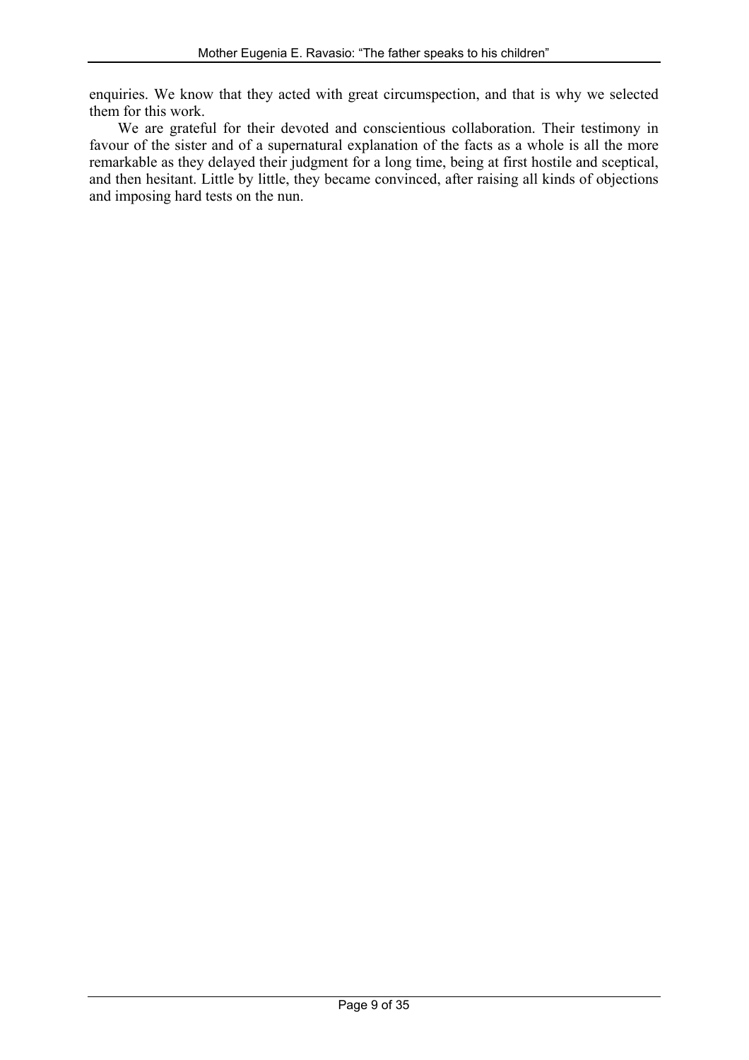enquiries. We know that they acted with great circumspection, and that is why we selected them for this work.

We are grateful for their devoted and conscientious collaboration. Their testimony in favour of the sister and of a supernatural explanation of the facts as a whole is all the more remarkable as they delayed their judgment for a long time, being at first hostile and sceptical, and then hesitant. Little by little, they became convinced, after raising all kinds of objections and imposing hard tests on the nun.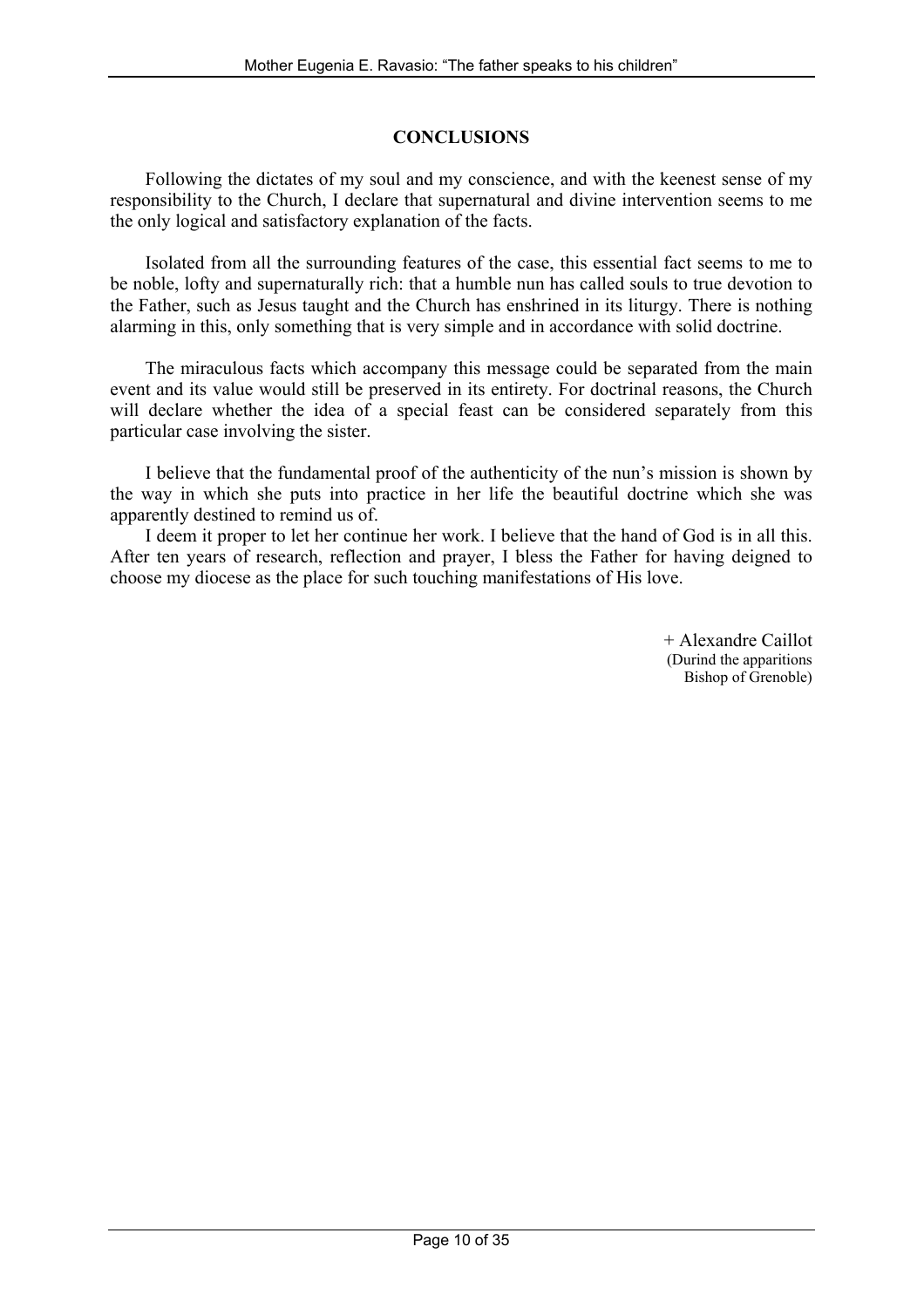## CONCLUSIONS

Following the dictates of my soul and my conscience, and with the keenest sense of my responsibility to the Church, I declare that supernatural and divine intervention seems to me the only logical and satisfactory explanation of the facts.

Isolated from all the surrounding features of the case, this essential fact seems to me to be noble, lofty and supernaturally rich: that a humble nun has called souls to true devotion to the Father, such as Jesus taught and the Church has enshrined in its liturgy. There is nothing alarming in this, only something that is very simple and in accordance with solid doctrine.

The miraculous facts which accompany this message could be separated from the main event and its value would still be preserved in its entirety. For doctrinal reasons, the Church will declare whether the idea of a special feast can be considered separately from this particular case involving the sister.

I believe that the fundamental proof of the authenticity of the nun's mission is shown by the way in which she puts into practice in her life the beautiful doctrine which she was apparently destined to remind us of.

I deem it proper to let her continue her work. I believe that the hand of God is in all this. After ten years of research, reflection and prayer, I bless the Father for having deigned to choose my diocese as the place for such touching manifestations of His love.

+ Alexandre Caillot
(Durind the apparitions
Bishop of Grenoble)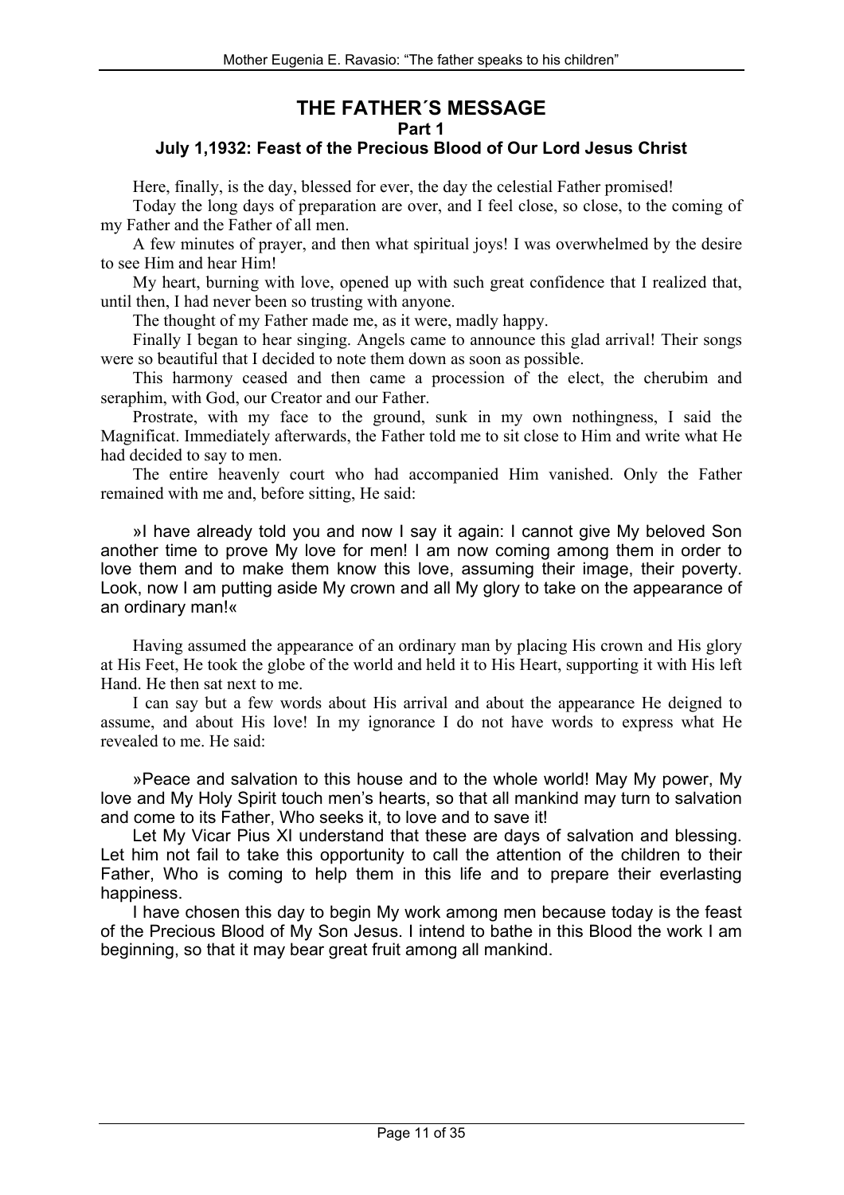# THE FATHER´S MESSAGE

## Part 1

### July 1,1932: Feast of the Precious Blood of Our Lord Jesus Christ

Here, finally, is the day, blessed for ever, the day the celestial Father promised!

Today the long days of preparation are over, and I feel close, so close, to the coming of my Father and the Father of all men.

A few minutes of prayer, and then what spiritual joys! I was overwhelmed by the desire to see Him and hear Him!

My heart, burning with love, opened up with such great confidence that I realized that, until then, I had never been so trusting with anyone.

The thought of my Father made me, as it were, madly happy.

Finally I began to hear singing. Angels came to announce this glad arrival! Their songs were so beautiful that I decided to note them down as soon as possible.

This harmony ceased and then came a procession of the elect, the cherubim and seraphim, with God, our Creator and our Father.

Prostrate, with my face to the ground, sunk in my own nothingness, I said the Magnificat. Immediately afterwards, the Father told me to sit close to Him and write what He had decided to say to men.

The entire heavenly court who had accompanied Him vanished. Only the Father remained with me and, before sitting, He said:

»I have already told you and now I say it again: I cannot give My beloved Son another time to prove My love for men! I am now coming among them in order to love them and to make them know this love, assuming their image, their poverty. Look, now I am putting aside My crown and all My glory to take on the appearance of an ordinary man!«

Having assumed the appearance of an ordinary man by placing His crown and His glory at His Feet, He took the globe of the world and held it to His Heart, supporting it with His left Hand. He then sat next to me.

I can say but a few words about His arrival and about the appearance He deigned to assume, and about His love! In my ignorance I do not have words to express what He revealed to me. He said:

»Peace and salvation to this house and to the whole world! May My power, My love and My Holy Spirit touch men's hearts, so that all mankind may turn to salvation and come to its Father, Who seeks it, to love and to save it!

Let My Vicar Pius XI understand that these are days of salvation and blessing. Let him not fail to take this opportunity to call the attention of the children to their Father, Who is coming to help them in this life and to prepare their everlasting happiness.

I have chosen this day to begin My work among men because today is the feast of the Precious Blood of My Son Jesus. I intend to bathe in this Blood the work I am beginning, so that it may bear great fruit among all mankind.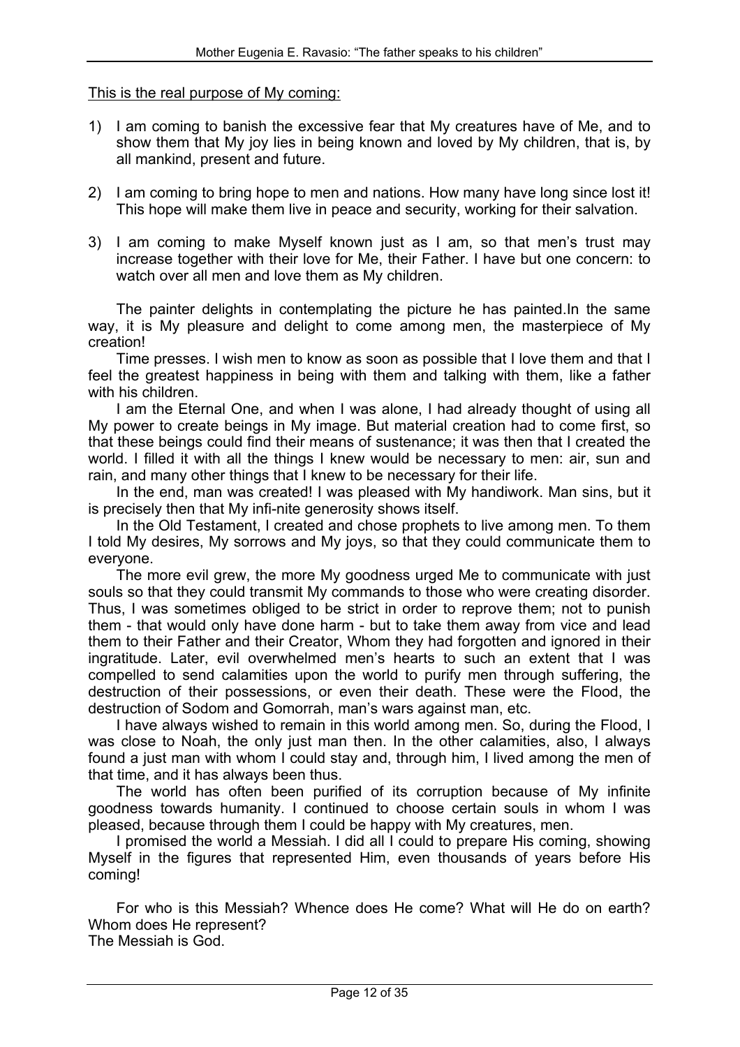<u>This is the real purpose of My coming:</u>

1) I am coming to banish the excessive fear that My creatures have of Me, and to show them that My joy lies in being known and loved by My children, that is, by all mankind, present and future.

2) I am coming to bring hope to men and nations. How many have long since lost it! This hope will make them live in peace and security, working for their salvation.

3) I am coming to make Myself known just as I am, so that men's trust may increase together with their love for Me, their Father. I have but one concern: to watch over all men and love them as My children.

The painter delights in contemplating the picture he has painted.In the same way, it is My pleasure and delight to come among men, the masterpiece of My creation!

Time presses. I wish men to know as soon as possible that I love them and that I feel the greatest happiness in being with them and talking with them, like a father with his children.

I am the Eternal One, and when I was alone, I had already thought of using all My power to create beings in My image. But material creation had to come first, so that these beings could find their means of sustenance; it was then that I created the world. I filled it with all the things I knew would be necessary to men: air, sun and rain, and many other things that I knew to be necessary for their life.

In the end, man was created! I was pleased with My handiwork. Man sins, but it is precisely then that My infi-nite generosity shows itself.

In the Old Testament, I created and chose prophets to live among men. To them I told My desires, My sorrows and My joys, so that they could communicate them to everyone.

The more evil grew, the more My goodness urged Me to communicate with just souls so that they could transmit My commands to those who were creating disorder. Thus, I was sometimes obliged to be strict in order to reprove them; not to punish them - that would only have done harm - but to take them away from vice and lead them to their Father and their Creator, Whom they had forgotten and ignored in their ingratitude. Later, evil overwhelmed men's hearts to such an extent that I was compelled to send calamities upon the world to purify men through suffering, the destruction of their possessions, or even their death. These were the Flood, the destruction of Sodom and Gomorrah, man's wars against man, etc.

I have always wished to remain in this world among men. So, during the Flood, I was close to Noah, the only just man then. In the other calamities, also, I always found a just man with whom I could stay and, through him, I lived among the men of that time, and it has always been thus.

The world has often been purified of its corruption because of My infinite goodness towards humanity. I continued to choose certain souls in whom I was pleased, because through them I could be happy with My creatures, men.

I promised the world a Messiah. I did all I could to prepare His coming, showing Myself in the figures that represented Him, even thousands of years before His coming!

For who is this Messiah? Whence does He come? What will He do on earth? Whom does He represent?
The Messiah is God.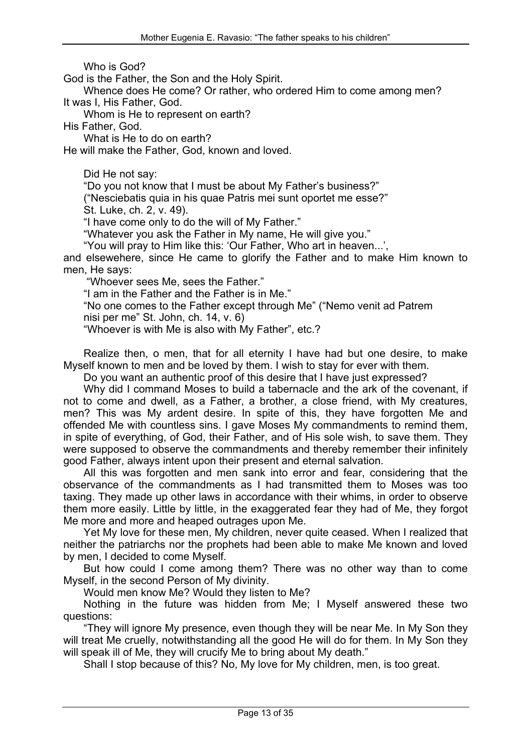Who is God?

God is the Father, the Son and the Holy Spirit.

Whence does He come? Or rather, who ordered Him to come among men?

It was I, His Father, God.

Whom is He to represent on earth?

His Father, God.

What is He to do on earth?

He will make the Father, God, known and loved.

Did He not say:

"Do you not know that I must be about My Father's business?"

("Nesciebatis quia in his quae Patris mei sunt oportet me esse?"
St. Luke, ch. 2, v. 49).

"I have come only to do the will of My Father."

"Whatever you ask the Father in My name, He will give you."

"You will pray to Him like this: 'Our Father, Who art in heaven...',

and elsewehere, since He came to glorify the Father and to make Him known to men, He says:

"Whoever sees Me, sees the Father."

"I am in the Father and the Father is in Me."

"No one comes to the Father except through Me" ("Nemo venit ad Patrem nisi per me" St. John, ch. 14, v. 6)

"Whoever is with Me is also with My Father", etc.?

Realize then, o men, that for all eternity I have had but one desire, to make Myself known to men and be loved by them. I wish to stay for ever with them.

Do you want an authentic proof of this desire that I have just expressed?

Why did I command Moses to build a tabernacle and the ark of the covenant, if not to come and dwell, as a Father, a brother, a close friend, with My creatures, men? This was My ardent desire. In spite of this, they have forgotten Me and offended Me with countless sins. I gave Moses My commandments to remind them, in spite of everything, of God, their Father, and of His sole wish, to save them. They were supposed to observe the commandments and thereby remember their infinitely good Father, always intent upon their present and eternal salvation.

All this was forgotten and men sank into error and fear, considering that the observance of the commandments as I had transmitted them to Moses was too taxing. They made up other laws in accordance with their whims, in order to observe them more easily. Little by little, in the exaggerated fear they had of Me, they forgot Me more and more and heaped outrages upon Me.

Yet My love for these men, My children, never quite ceased. When I realized that neither the patriarchs nor the prophets had been able to make Me known and loved by men, I decided to come Myself.

But how could I come among them? There was no other way than to come Myself, in the second Person of My divinity.

Would men know Me? Would they listen to Me?

Nothing in the future was hidden from Me; I Myself answered these two questions:

"They will ignore My presence, even though they will be near Me. In My Son they will treat Me cruelly, notwithstanding all the good He will do for them. In My Son they will speak ill of Me, they will crucify Me to bring about My death."

Shall I stop because of this? No, My love for My children, men, is too great.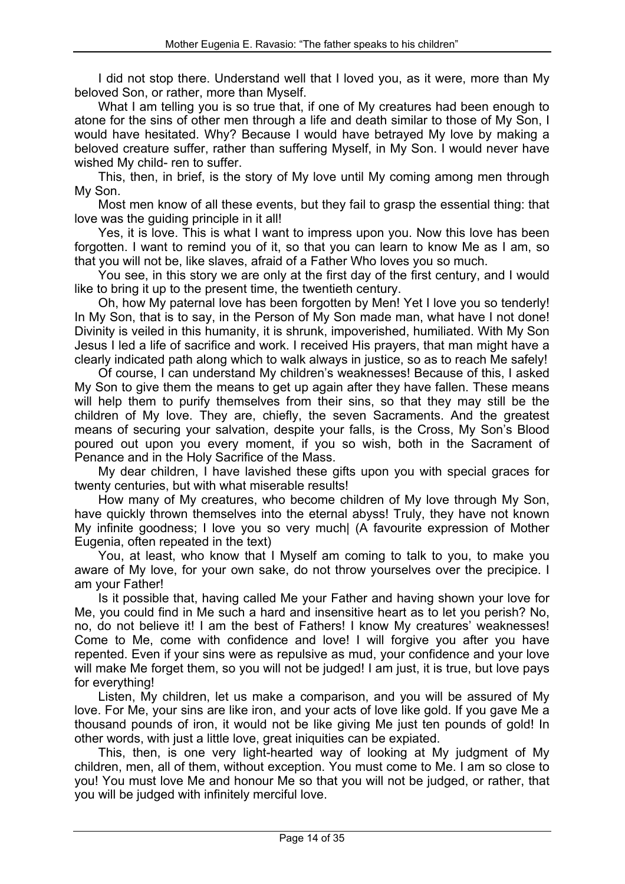I did not stop there. Understand well that I loved you, as it were, more than My beloved Son, or rather, more than Myself.

What I am telling you is so true that, if one of My creatures had been enough to atone for the sins of other men through a life and death similar to those of My Son, I would have hesitated. Why? Because I would have betrayed My love by making a beloved creature suffer, rather than suffering Myself, in My Son. I would never have wished My child- ren to suffer.

This, then, in brief, is the story of My love until My coming among men through My Son.

Most men know of all these events, but they fail to grasp the essential thing: that love was the guiding principle in it all!

Yes, it is love. This is what I want to impress upon you. Now this love has been forgotten. I want to remind you of it, so that you can learn to know Me as I am, so that you will not be, like slaves, afraid of a Father Who loves you so much.

You see, in this story we are only at the first day of the first century, and I would like to bring it up to the present time, the twentieth century.

Oh, how My paternal love has been forgotten by Men! Yet I love you so tenderly! In My Son, that is to say, in the Person of My Son made man, what have I not done! Divinity is veiled in this humanity, it is shrunk, impoverished, humiliated. With My Son Jesus I led a life of sacrifice and work. I received His prayers, that man might have a clearly indicated path along which to walk always in justice, so as to reach Me safely!

Of course, I can understand My children's weaknesses! Because of this, I asked My Son to give them the means to get up again after they have fallen. These means will help them to purify themselves from their sins, so that they may still be the children of My love. They are, chiefly, the seven Sacraments. And the greatest means of securing your salvation, despite your falls, is the Cross, My Son's Blood poured out upon you every moment, if you so wish, both in the Sacrament of Penance and in the Holy Sacrifice of the Mass.

My dear children, I have lavished these gifts upon you with special graces for twenty centuries, but with what miserable results!

How many of My creatures, who become children of My love through My Son, have quickly thrown themselves into the eternal abyss! Truly, they have not known My infinite goodness; I love you so very much| (A favourite expression of Mother Eugenia, often repeated in the text)

You, at least, who know that I Myself am coming to talk to you, to make you aware of My love, for your own sake, do not throw yourselves over the precipice. I am your Father!

Is it possible that, having called Me your Father and having shown your love for Me, you could find in Me such a hard and insensitive heart as to let you perish? No, no, do not believe it! I am the best of Fathers! I know My creatures' weaknesses! Come to Me, come with confidence and love! I will forgive you after you have repented. Even if your sins were as repulsive as mud, your confidence and your love will make Me forget them, so you will not be judged! I am just, it is true, but love pays for everything!

Listen, My children, let us make a comparison, and you will be assured of My love. For Me, your sins are like iron, and your acts of love like gold. If you gave Me a thousand pounds of iron, it would not be like giving Me just ten pounds of gold! In other words, with just a little love, great iniquities can be expiated.

This, then, is one very light-hearted way of looking at My judgment of My children, men, all of them, without exception. You must come to Me. I am so close to you! You must love Me and honour Me so that you will not be judged, or rather, that you will be judged with infinitely merciful love.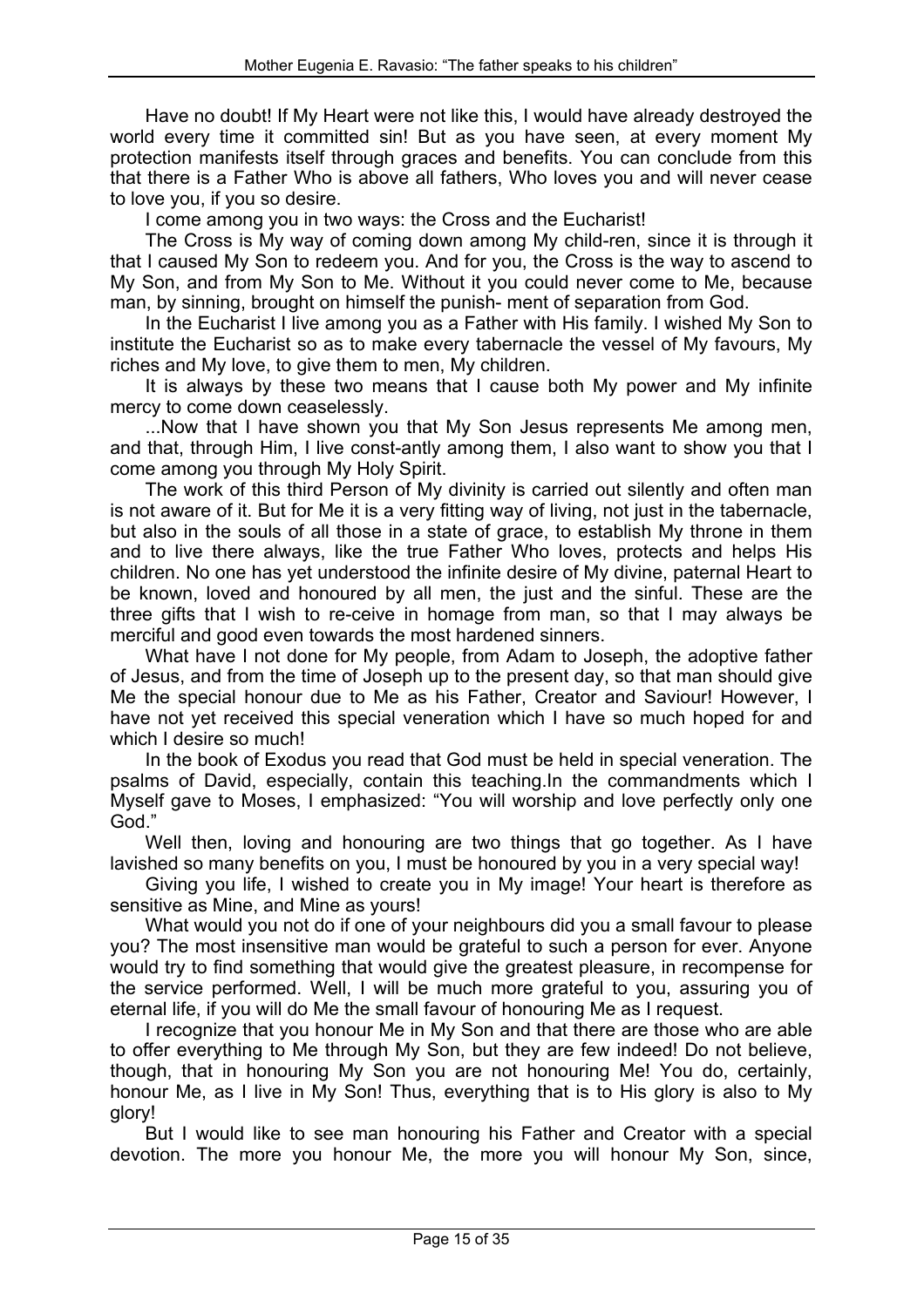Have no doubt! If My Heart were not like this, I would have already destroyed the world every time it committed sin! But as you have seen, at every moment My protection manifests itself through graces and benefits. You can conclude from this that there is a Father Who is above all fathers, Who loves you and will never cease to love you, if you so desire.

I come among you in two ways: the Cross and the Eucharist!

The Cross is My way of coming down among My child-ren, since it is through it that I caused My Son to redeem you. And for you, the Cross is the way to ascend to My Son, and from My Son to Me. Without it you could never come to Me, because man, by sinning, brought on himself the punish- ment of separation from God.

In the Eucharist I live among you as a Father with His family. I wished My Son to institute the Eucharist so as to make every tabernacle the vessel of My favours, My riches and My love, to give them to men, My children.

It is always by these two means that I cause both My power and My infinite mercy to come down ceaselessly.

...Now that I have shown you that My Son Jesus represents Me among men, and that, through Him, I live const-antly among them, I also want to show you that I come among you through My Holy Spirit.

The work of this third Person of My divinity is carried out silently and often man is not aware of it. But for Me it is a very fitting way of living, not just in the tabernacle, but also in the souls of all those in a state of grace, to establish My throne in them and to live there always, like the true Father Who loves, protects and helps His children. No one has yet understood the infinite desire of My divine, paternal Heart to be known, loved and honoured by all men, the just and the sinful. These are the three gifts that I wish to re-ceive in homage from man, so that I may always be merciful and good even towards the most hardened sinners.

What have I not done for My people, from Adam to Joseph, the adoptive father of Jesus, and from the time of Joseph up to the present day, so that man should give Me the special honour due to Me as his Father, Creator and Saviour! However, I have not yet received this special veneration which I have so much hoped for and which I desire so much!

In the book of Exodus you read that God must be held in special veneration. The psalms of David, especially, contain this teaching.In the commandments which I Myself gave to Moses, I emphasized: “You will worship and love perfectly only one God.”

Well then, loving and honouring are two things that go together. As I have lavished so many benefits on you, I must be honoured by you in a very special way!

Giving you life, I wished to create you in My image! Your heart is therefore as sensitive as Mine, and Mine as yours!

What would you not do if one of your neighbours did you a small favour to please you? The most insensitive man would be grateful to such a person for ever. Anyone would try to find something that would give the greatest pleasure, in recompense for the service performed. Well, I will be much more grateful to you, assuring you of eternal life, if you will do Me the small favour of honouring Me as I request.

I recognize that you honour Me in My Son and that there are those who are able to offer everything to Me through My Son, but they are few indeed! Do not believe, though, that in honouring My Son you are not honouring Me! You do, certainly, honour Me, as I live in My Son! Thus, everything that is to His glory is also to My glory!

But I would like to see man honouring his Father and Creator with a special devotion. The more you honour Me, the more you will honour My Son, since,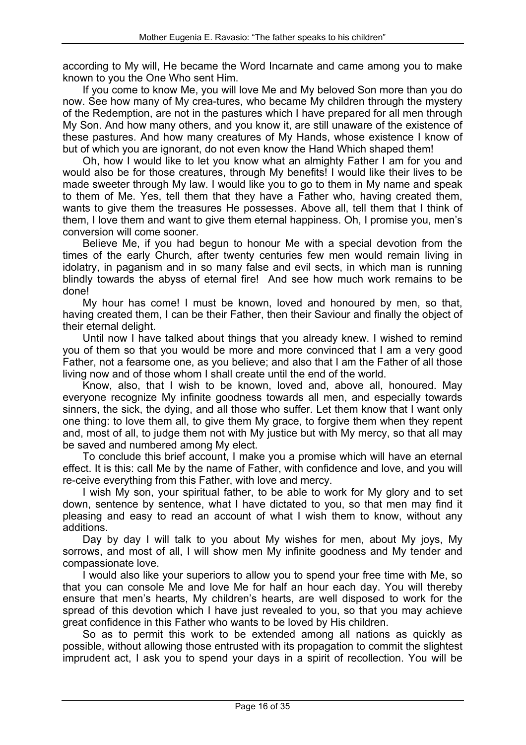according to My will, He became the Word Incarnate and came among you to make known to you the One Who sent Him.

If you come to know Me, you will love Me and My beloved Son more than you do now. See how many of My crea-tures, who became My children through the mystery of the Redemption, are not in the pastures which I have prepared for all men through My Son. And how many others, and you know it, are still unaware of the existence of these pastures. And how many creatures of My Hands, whose existence I know of but of which you are ignorant, do not even know the Hand Which shaped them!

Oh, how I would like to let you know what an almighty Father I am for you and would also be for those creatures, through My benefits! I would like their lives to be made sweeter through My law. I would like you to go to them in My name and speak to them of Me. Yes, tell them that they have a Father who, having created them, wants to give them the treasures He possesses. Above all, tell them that I think of them, I love them and want to give them eternal happiness. Oh, I promise you, men's conversion will come sooner.

Believe Me, if you had begun to honour Me with a special devotion from the times of the early Church, after twenty centuries few men would remain living in idolatry, in paganism and in so many false and evil sects, in which man is running blindly towards the abyss of eternal fire! And see how much work remains to be done!

My hour has come! I must be known, loved and honoured by men, so that, having created them, I can be their Father, then their Saviour and finally the object of their eternal delight.

Until now I have talked about things that you already knew. I wished to remind you of them so that you would be more and more convinced that I am a very good Father, not a fearsome one, as you believe; and also that I am the Father of all those living now and of those whom I shall create until the end of the world.

Know, also, that I wish to be known, loved and, above all, honoured. May everyone recognize My infinite goodness towards all men, and especially towards sinners, the sick, the dying, and all those who suffer. Let them know that I want only one thing: to love them all, to give them My grace, to forgive them when they repent and, most of all, to judge them not with My justice but with My mercy, so that all may be saved and numbered among My elect.

To conclude this brief account, I make you a promise which will have an eternal effect. It is this: call Me by the name of Father, with confidence and love, and you will re-ceive everything from this Father, with love and mercy.

I wish My son, your spiritual father, to be able to work for My glory and to set down, sentence by sentence, what I have dictated to you, so that men may find it pleasing and easy to read an account of what I wish them to know, without any additions.

Day by day I will talk to you about My wishes for men, about My joys, My sorrows, and most of all, I will show men My infinite goodness and My tender and compassionate love.

I would also like your superiors to allow you to spend your free time with Me, so that you can console Me and love Me for half an hour each day. You will thereby ensure that men's hearts, My children's hearts, are well disposed to work for the spread of this devotion which I have just revealed to you, so that you may achieve great confidence in this Father who wants to be loved by His children.

So as to permit this work to be extended among all nations as quickly as possible, without allowing those entrusted with its propagation to commit the slightest imprudent act, I ask you to spend your days in a spirit of recollection. You will be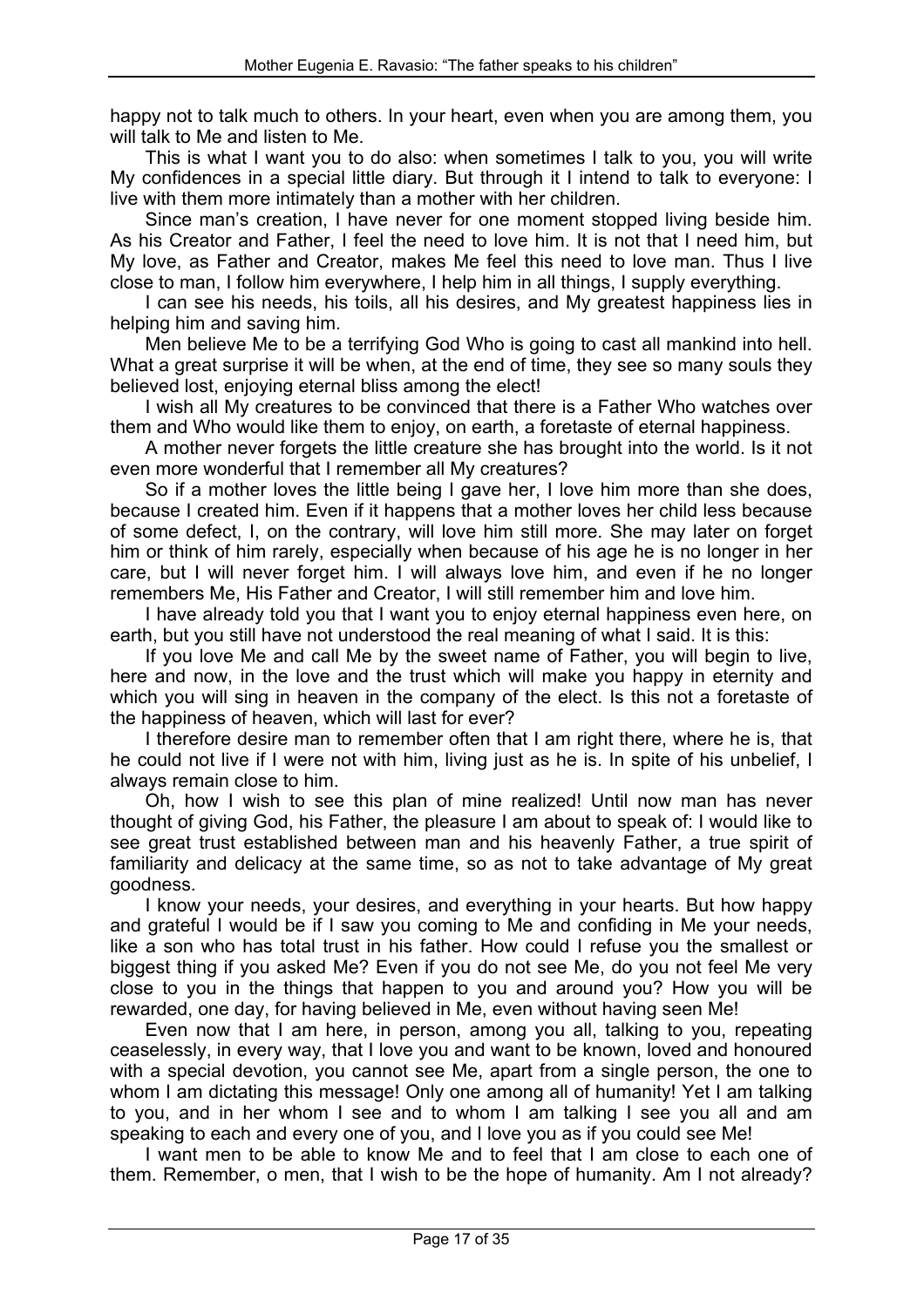happy not to talk much to others. In your heart, even when you are among them, you will talk to Me and listen to Me.

This is what I want you to do also: when sometimes I talk to you, you will write My confidences in a special little diary. But through it I intend to talk to everyone: I live with them more intimately than a mother with her children.

Since man's creation, I have never for one moment stopped living beside him. As his Creator and Father, I feel the need to love him. It is not that I need him, but My love, as Father and Creator, makes Me feel this need to love man. Thus I live close to man, I follow him everywhere, I help him in all things, I supply everything.

I can see his needs, his toils, all his desires, and My greatest happiness lies in helping him and saving him.

Men believe Me to be a terrifying God Who is going to cast all mankind into hell. What a great surprise it will be when, at the end of time, they see so many souls they believed lost, enjoying eternal bliss among the elect!

I wish all My creatures to be convinced that there is a Father Who watches over them and Who would like them to enjoy, on earth, a foretaste of eternal happiness.

A mother never forgets the little creature she has brought into the world. Is it not even more wonderful that I remember all My creatures?

So if a mother loves the little being I gave her, I love him more than she does, because I created him. Even if it happens that a mother loves her child less because of some defect, I, on the contrary, will love him still more. She may later on forget him or think of him rarely, especially when because of his age he is no longer in her care, but I will never forget him. I will always love him, and even if he no longer remembers Me, His Father and Creator, I will still remember him and love him.

I have already told you that I want you to enjoy eternal happiness even here, on earth, but you still have not understood the real meaning of what I said. It is this:

If you love Me and call Me by the sweet name of Father, you will begin to live, here and now, in the love and the trust which will make you happy in eternity and which you will sing in heaven in the company of the elect. Is this not a foretaste of the happiness of heaven, which will last for ever?

I therefore desire man to remember often that I am right there, where he is, that he could not live if I were not with him, living just as he is. In spite of his unbelief, I always remain close to him.

Oh, how I wish to see this plan of mine realized! Until now man has never thought of giving God, his Father, the pleasure I am about to speak of: I would like to see great trust established between man and his heavenly Father, a true spirit of familiarity and delicacy at the same time, so as not to take advantage of My great goodness.

I know your needs, your desires, and everything in your hearts. But how happy and grateful I would be if I saw you coming to Me and confiding in Me your needs, like a son who has total trust in his father. How could I refuse you the smallest or biggest thing if you asked Me? Even if you do not see Me, do you not feel Me very close to you in the things that happen to you and around you? How you will be rewarded, one day, for having believed in Me, even without having seen Me!

Even now that I am here, in person, among you all, talking to you, repeating ceaselessly, in every way, that I love you and want to be known, loved and honoured with a special devotion, you cannot see Me, apart from a single person, the one to whom I am dictating this message! Only one among all of humanity! Yet I am talking to you, and in her whom I see and to whom I am talking I see you all and am speaking to each and every one of you, and I love you as if you could see Me!

I want men to be able to know Me and to feel that I am close to each one of them. Remember, o men, that I wish to be the hope of humanity. Am I not already?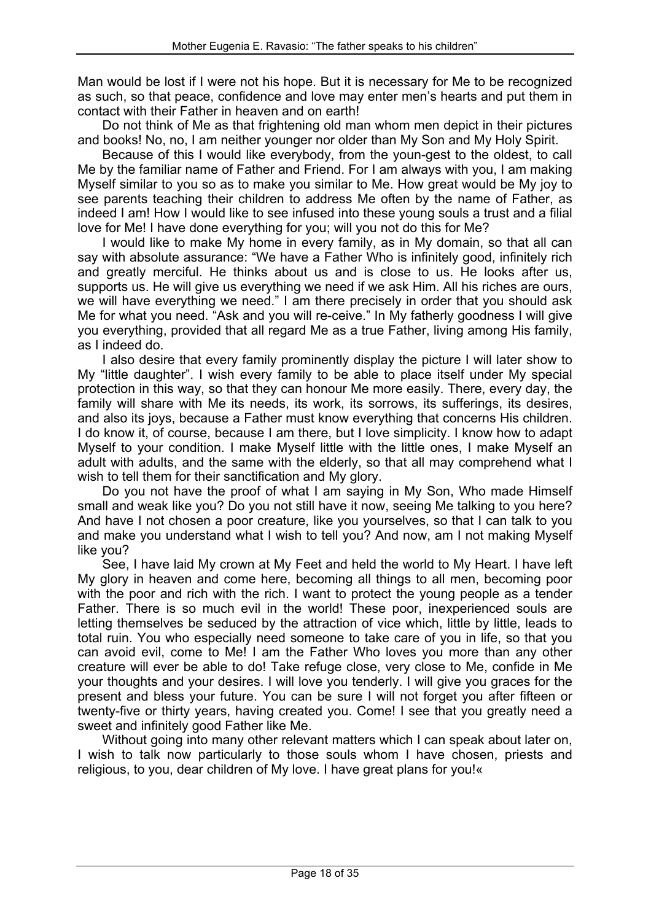Man would be lost if I were not his hope. But it is necessary for Me to be recognized as such, so that peace, confidence and love may enter men's hearts and put them in contact with their Father in heaven and on earth!

Do not think of Me as that frightening old man whom men depict in their pictures and books! No, no, I am neither younger nor older than My Son and My Holy Spirit.

Because of this I would like everybody, from the youn-gest to the oldest, to call Me by the familiar name of Father and Friend. For I am always with you, I am making Myself similar to you so as to make you similar to Me. How great would be My joy to see parents teaching their children to address Me often by the name of Father, as indeed I am! How I would like to see infused into these young souls a trust and a filial love for Me! I have done everything for you; will you not do this for Me?

I would like to make My home in every family, as in My domain, so that all can say with absolute assurance: "We have a Father Who is infinitely good, infinitely rich and greatly merciful. He thinks about us and is close to us. He looks after us, supports us. He will give us everything we need if we ask Him. All his riches are ours, we will have everything we need." I am there precisely in order that you should ask Me for what you need. "Ask and you will re-ceive." In My fatherly goodness I will give you everything, provided that all regard Me as a true Father, living among His family, as I indeed do.

I also desire that every family prominently display the picture I will later show to My "little daughter". I wish every family to be able to place itself under My special protection in this way, so that they can honour Me more easily. There, every day, the family will share with Me its needs, its work, its sorrows, its sufferings, its desires, and also its joys, because a Father must know everything that concerns His children. I do know it, of course, because I am there, but I love simplicity. I know how to adapt Myself to your condition. I make Myself little with the little ones, I make Myself an adult with adults, and the same with the elderly, so that all may comprehend what I wish to tell them for their sanctification and My glory.

Do you not have the proof of what I am saying in My Son, Who made Himself small and weak like you? Do you not still have it now, seeing Me talking to you here? And have I not chosen a poor creature, like you yourselves, so that I can talk to you and make you understand what I wish to tell you? And now, am I not making Myself like you?

See, I have laid My crown at My Feet and held the world to My Heart. I have left My glory in heaven and come here, becoming all things to all men, becoming poor with the poor and rich with the rich. I want to protect the young people as a tender Father. There is so much evil in the world! These poor, inexperienced souls are letting themselves be seduced by the attraction of vice which, little by little, leads to total ruin. You who especially need someone to take care of you in life, so that you can avoid evil, come to Me! I am the Father Who loves you more than any other creature will ever be able to do! Take refuge close, very close to Me, confide in Me your thoughts and your desires. I will love you tenderly. I will give you graces for the present and bless your future. You can be sure I will not forget you after fifteen or twenty-five or thirty years, having created you. Come! I see that you greatly need a sweet and infinitely good Father like Me.

Without going into many other relevant matters which I can speak about later on, I wish to talk now particularly to those souls whom I have chosen, priests and religious, to you, dear children of My love. I have great plans for you!«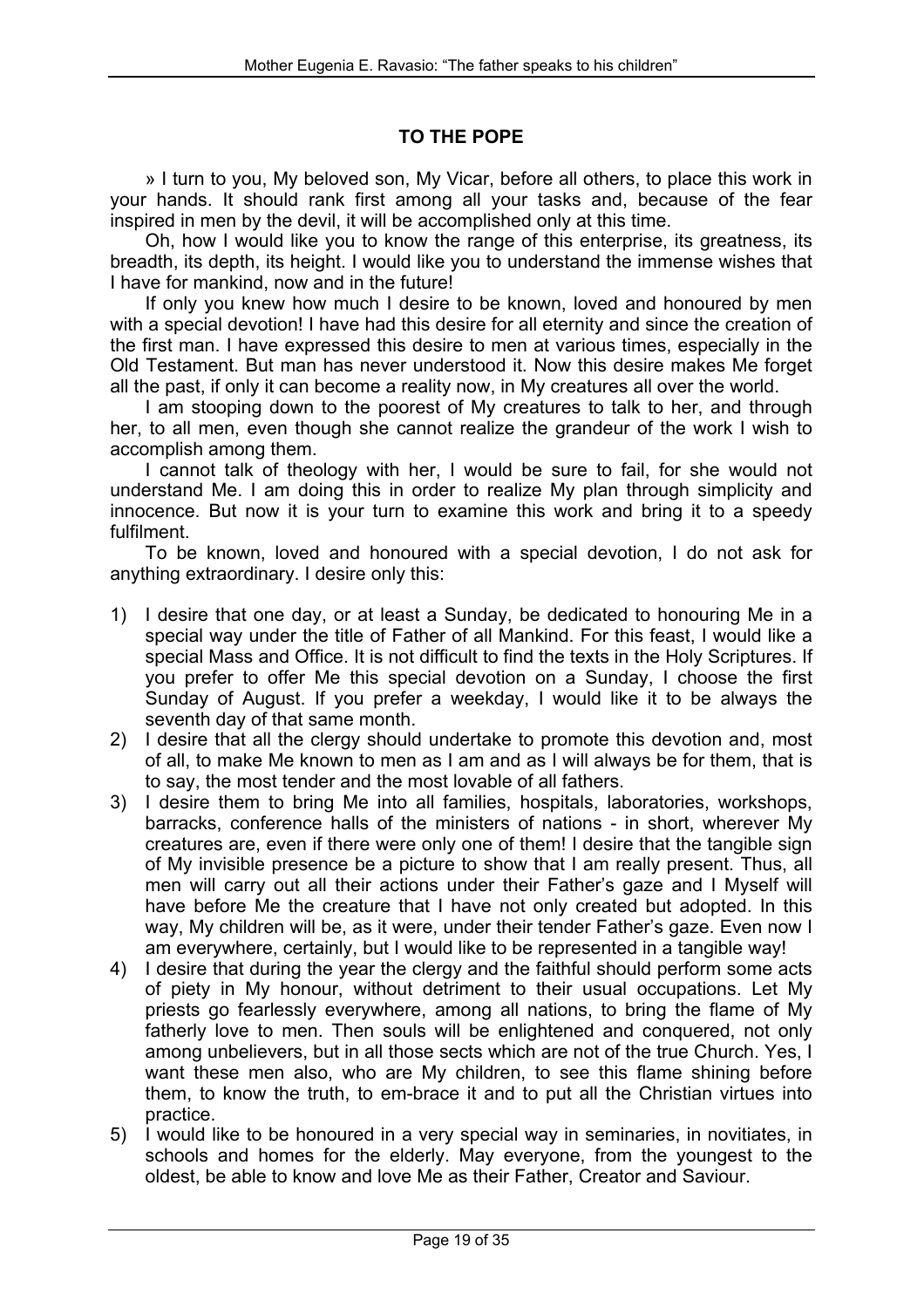## TO THE POPE

» I turn to you, My beloved son, My Vicar, before all others, to place this work in your hands. It should rank first among all your tasks and, because of the fear inspired in men by the devil, it will be accomplished only at this time.

Oh, how I would like you to know the range of this enterprise, its greatness, its breadth, its depth, its height. I would like you to understand the immense wishes that I have for mankind, now and in the future!

If only you knew how much I desire to be known, loved and honoured by men with a special devotion! I have had this desire for all eternity and since the creation of the first man. I have expressed this desire to men at various times, especially in the Old Testament. But man has never understood it. Now this desire makes Me forget all the past, if only it can become a reality now, in My creatures all over the world.

I am stooping down to the poorest of My creatures to talk to her, and through her, to all men, even though she cannot realize the grandeur of the work I wish to accomplish among them.

I cannot talk of theology with her, I would be sure to fail, for she would not understand Me. I am doing this in order to realize My plan through simplicity and innocence. But now it is your turn to examine this work and bring it to a speedy fulfilment.

To be known, loved and honoured with a special devotion, I do not ask for anything extraordinary. I desire only this:

1) I desire that one day, or at least a Sunday, be dedicated to honouring Me in a special way under the title of Father of all Mankind. For this feast, I would like a special Mass and Office. It is not difficult to find the texts in the Holy Scriptures. If you prefer to offer Me this special devotion on a Sunday, I choose the first Sunday of August. If you prefer a weekday, I would like it to be always the seventh day of that same month.
2) I desire that all the clergy should undertake to promote this devotion and, most of all, to make Me known to men as I am and as I will always be for them, that is to say, the most tender and the most lovable of all fathers.
3) I desire them to bring Me into all families, hospitals, laboratories, workshops, barracks, conference halls of the ministers of nations - in short, wherever My creatures are, even if there were only one of them! I desire that the tangible sign of My invisible presence be a picture to show that I am really present. Thus, all men will carry out all their actions under their Father's gaze and I Myself will have before Me the creature that I have not only created but adopted. In this way, My children will be, as it were, under their tender Father's gaze. Even now I am everywhere, certainly, but I would like to be represented in a tangible way!
4) I desire that during the year the clergy and the faithful should perform some acts of piety in My honour, without detriment to their usual occupations. Let My priests go fearlessly everywhere, among all nations, to bring the flame of My fatherly love to men. Then souls will be enlightened and conquered, not only among unbelievers, but in all those sects which are not of the true Church. Yes, I want these men also, who are My children, to see this flame shining before them, to know the truth, to em-brace it and to put all the Christian virtues into practice.
5) I would like to be honoured in a very special way in seminaries, in novitiates, in schools and homes for the elderly. May everyone, from the youngest to the oldest, be able to know and love Me as their Father, Creator and Saviour.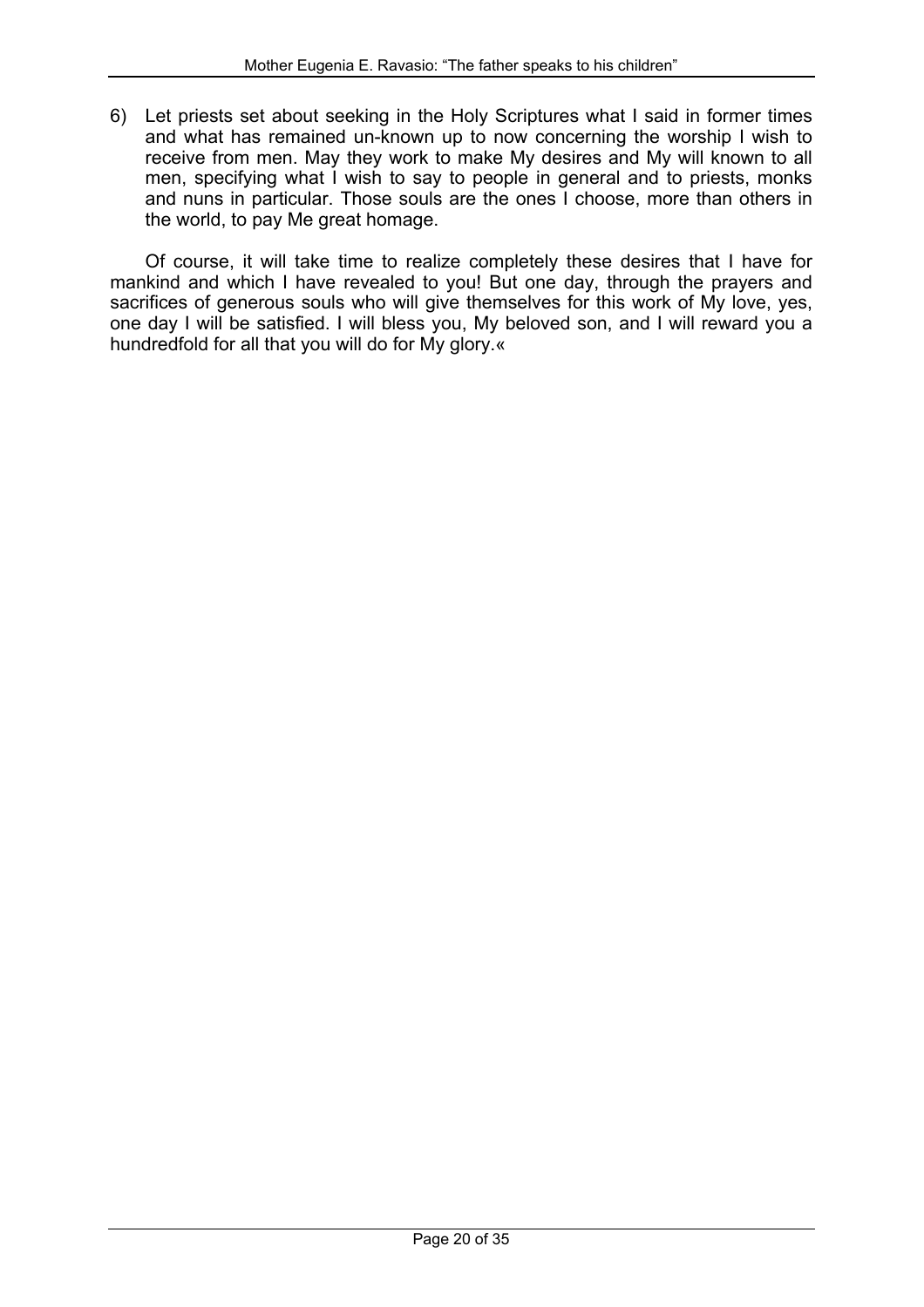6) Let priests set about seeking in the Holy Scriptures what I said in former times and what has remained un-known up to now concerning the worship I wish to receive from men. May they work to make My desires and My will known to all men, specifying what I wish to say to people in general and to priests, monks and nuns in particular. Those souls are the ones I choose, more than others in the world, to pay Me great homage.

Of course, it will take time to realize completely these desires that I have for mankind and which I have revealed to you! But one day, through the prayers and sacrifices of generous souls who will give themselves for this work of My love, yes, one day I will be satisfied. I will bless you, My beloved son, and I will reward you a hundredfold for all that you will do for My glory.«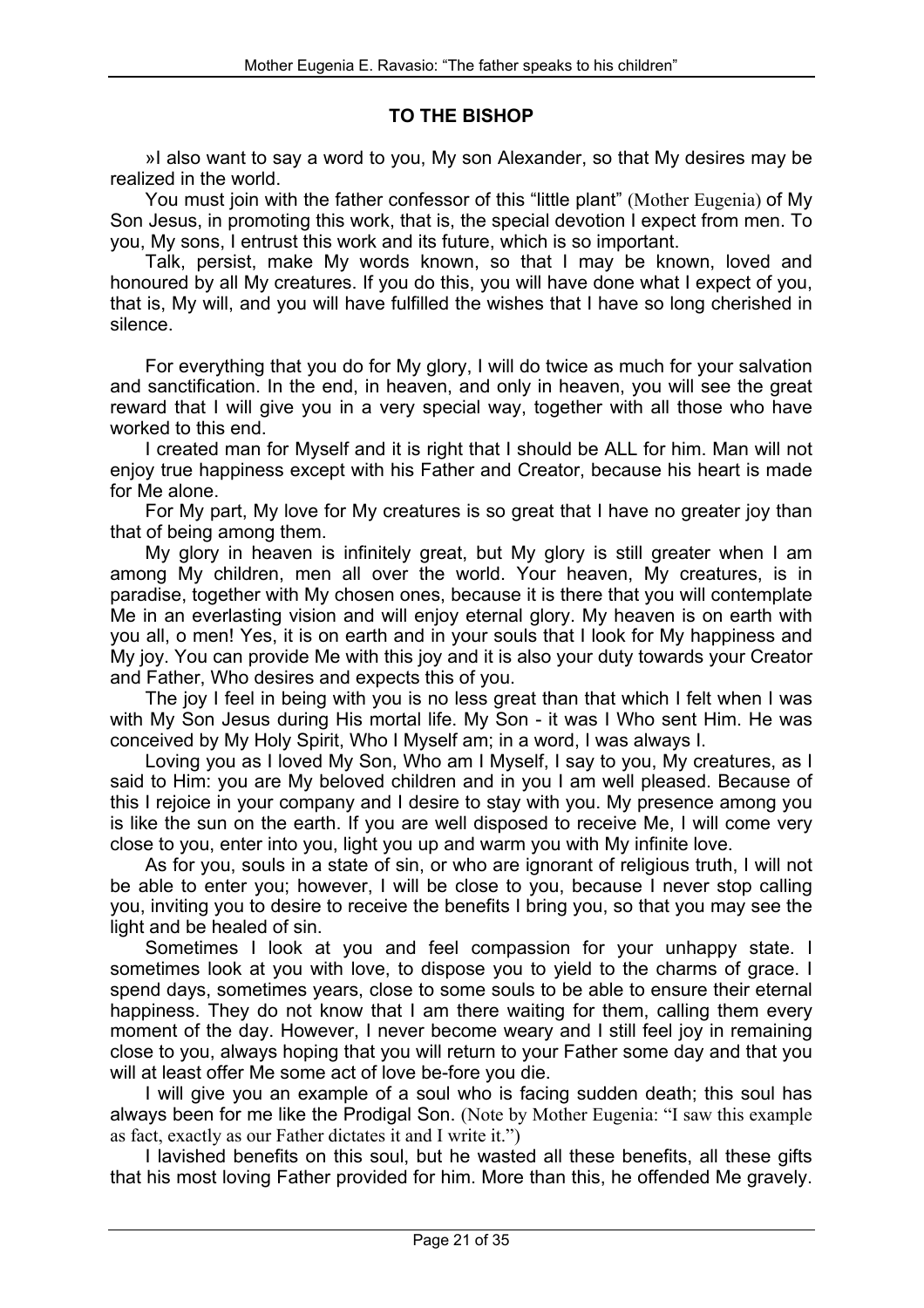## TO THE BISHOP

»I also want to say a word to you, My son Alexander, so that My desires may be realized in the world.

You must join with the father confessor of this "little plant" (Mother Eugenia) of My Son Jesus, in promoting this work, that is, the special devotion I expect from men. To you, My sons, I entrust this work and its future, which is so important.

Talk, persist, make My words known, so that I may be known, loved and honoured by all My creatures. If you do this, you will have done what I expect of you, that is, My will, and you will have fulfilled the wishes that I have so long cherished in silence.

For everything that you do for My glory, I will do twice as much for your salvation and sanctification. In the end, in heaven, and only in heaven, you will see the great reward that I will give you in a very special way, together with all those who have worked to this end.

I created man for Myself and it is right that I should be ALL for him. Man will not enjoy true happiness except with his Father and Creator, because his heart is made for Me alone.

For My part, My love for My creatures is so great that I have no greater joy than that of being among them.

My glory in heaven is infinitely great, but My glory is still greater when I am among My children, men all over the world. Your heaven, My creatures, is in paradise, together with My chosen ones, because it is there that you will contemplate Me in an everlasting vision and will enjoy eternal glory. My heaven is on earth with you all, o men! Yes, it is on earth and in your souls that I look for My happiness and My joy. You can provide Me with this joy and it is also your duty towards your Creator and Father, Who desires and expects this of you.

The joy I feel in being with you is no less great than that which I felt when I was with My Son Jesus during His mortal life. My Son - it was I Who sent Him. He was conceived by My Holy Spirit, Who I Myself am; in a word, I was always I.

Loving you as I loved My Son, Who am I Myself, I say to you, My creatures, as I said to Him: you are My beloved children and in you I am well pleased. Because of this I rejoice in your company and I desire to stay with you. My presence among you is like the sun on the earth. If you are well disposed to receive Me, I will come very close to you, enter into you, light you up and warm you with My infinite love.

As for you, souls in a state of sin, or who are ignorant of religious truth, I will not be able to enter you; however, I will be close to you, because I never stop calling you, inviting you to desire to receive the benefits I bring you, so that you may see the light and be healed of sin.

Sometimes I look at you and feel compassion for your unhappy state. I sometimes look at you with love, to dispose you to yield to the charms of grace. I spend days, sometimes years, close to some souls to be able to ensure their eternal happiness. They do not know that I am there waiting for them, calling them every moment of the day. However, I never become weary and I still feel joy in remaining close to you, always hoping that you will return to your Father some day and that you will at least offer Me some act of love be-fore you die.

I will give you an example of a soul who is facing sudden death; this soul has always been for me like the Prodigal Son. (Note by Mother Eugenia: "I saw this example as fact, exactly as our Father dictates it and I write it.")

I lavished benefits on this soul, but he wasted all these benefits, all these gifts that his most loving Father provided for him. More than this, he offended Me gravely.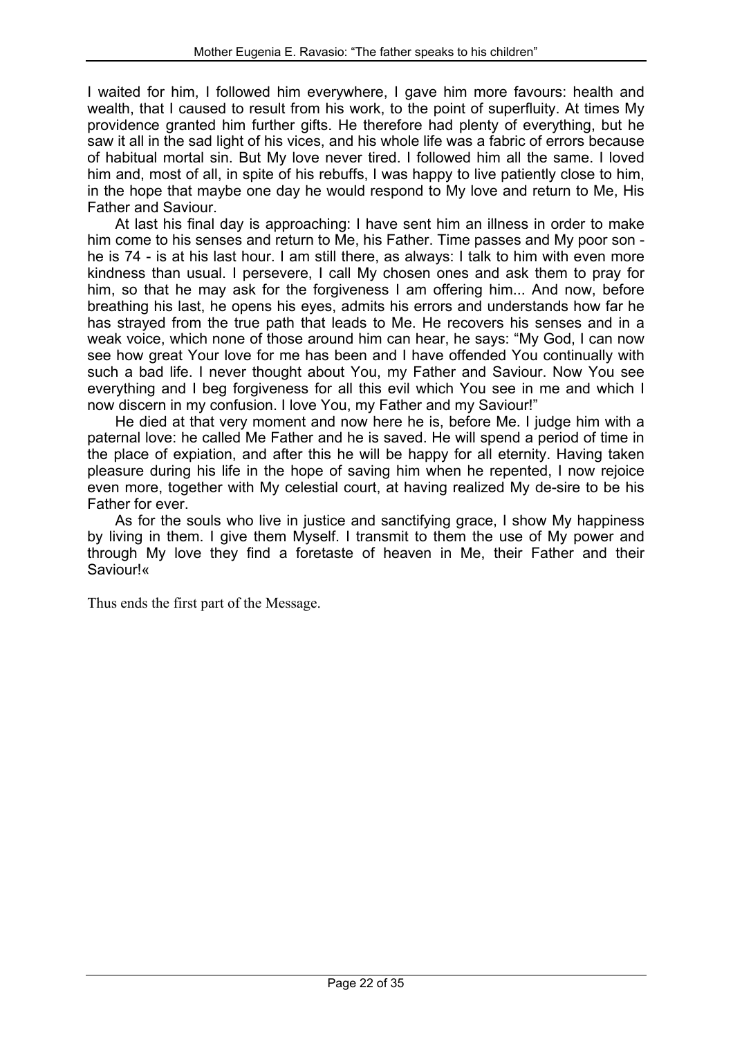I waited for him, I followed him everywhere, I gave him more favours: health and wealth, that I caused to result from his work, to the point of superfluity. At times My providence granted him further gifts. He therefore had plenty of everything, but he saw it all in the sad light of his vices, and his whole life was a fabric of errors because of habitual mortal sin. But My love never tired. I followed him all the same. I loved him and, most of all, in spite of his rebuffs, I was happy to live patiently close to him, in the hope that maybe one day he would respond to My love and return to Me, His Father and Saviour.

At last his final day is approaching: I have sent him an illness in order to make him come to his senses and return to Me, his Father. Time passes and My poor son - he is 74 - is at his last hour. I am still there, as always: I talk to him with even more kindness than usual. I persevere, I call My chosen ones and ask them to pray for him, so that he may ask for the forgiveness I am offering him... And now, before breathing his last, he opens his eyes, admits his errors and understands how far he has strayed from the true path that leads to Me. He recovers his senses and in a weak voice, which none of those around him can hear, he says: "My God, I can now see how great Your love for me has been and I have offended You continually with such a bad life. I never thought about You, my Father and Saviour. Now You see everything and I beg forgiveness for all this evil which You see in me and which I now discern in my confusion. I love You, my Father and my Saviour!"

He died at that very moment and now here he is, before Me. I judge him with a paternal love: he called Me Father and he is saved. He will spend a period of time in the place of expiation, and after this he will be happy for all eternity. Having taken pleasure during his life in the hope of saving him when he repented, I now rejoice even more, together with My celestial court, at having realized My de-sire to be his Father for ever.

As for the souls who live in justice and sanctifying grace, I show My happiness by living in them. I give them Myself. I transmit to them the use of My power and through My love they find a foretaste of heaven in Me, their Father and their Saviour!«

Thus ends the first part of the Message.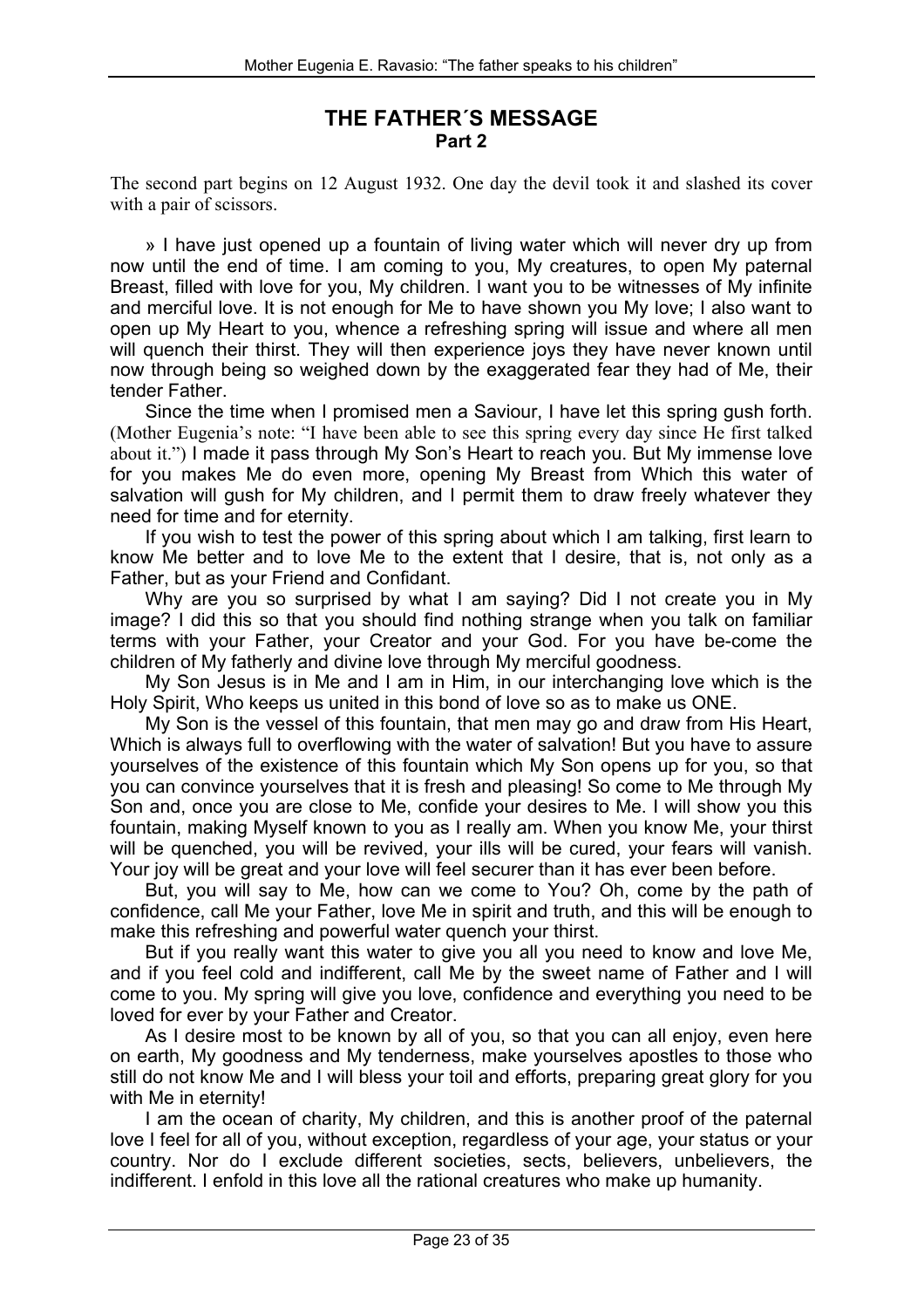# THE FATHER´S MESSAGE

## Part 2

The second part begins on 12 August 1932. One day the devil took it and slashed its cover with a pair of scissors.

» I have just opened up a fountain of living water which will never dry up from now until the end of time. I am coming to you, My creatures, to open My paternal Breast, filled with love for you, My children. I want you to be witnesses of My infinite and merciful love. It is not enough for Me to have shown you My love; I also want to open up My Heart to you, whence a refreshing spring will issue and where all men will quench their thirst. They will then experience joys they have never known until now through being so weighed down by the exaggerated fear they had of Me, their tender Father.

Since the time when I promised men a Saviour, I have let this spring gush forth. (Mother Eugenia's note: "I have been able to see this spring every day since He first talked about it.") I made it pass through My Son's Heart to reach you. But My immense love for you makes Me do even more, opening My Breast from Which this water of salvation will gush for My children, and I permit them to draw freely whatever they need for time and for eternity.

If you wish to test the power of this spring about which I am talking, first learn to know Me better and to love Me to the extent that I desire, that is, not only as a Father, but as your Friend and Confidant.

Why are you so surprised by what I am saying? Did I not create you in My image? I did this so that you should find nothing strange when you talk on familiar terms with your Father, your Creator and your God. For you have be-come the children of My fatherly and divine love through My merciful goodness.

My Son Jesus is in Me and I am in Him, in our interchanging love which is the Holy Spirit, Who keeps us united in this bond of love so as to make us ONE.

My Son is the vessel of this fountain, that men may go and draw from His Heart, Which is always full to overflowing with the water of salvation! But you have to assure yourselves of the existence of this fountain which My Son opens up for you, so that you can convince yourselves that it is fresh and pleasing! So come to Me through My Son and, once you are close to Me, confide your desires to Me. I will show you this fountain, making Myself known to you as I really am. When you know Me, your thirst will be quenched, you will be revived, your ills will be cured, your fears will vanish. Your joy will be great and your love will feel securer than it has ever been before.

But, you will say to Me, how can we come to You? Oh, come by the path of confidence, call Me your Father, love Me in spirit and truth, and this will be enough to make this refreshing and powerful water quench your thirst.

But if you really want this water to give you all you need to know and love Me, and if you feel cold and indifferent, call Me by the sweet name of Father and I will come to you. My spring will give you love, confidence and everything you need to be loved for ever by your Father and Creator.

As I desire most to be known by all of you, so that you can all enjoy, even here on earth, My goodness and My tenderness, make yourselves apostles to those who still do not know Me and I will bless your toil and efforts, preparing great glory for you with Me in eternity!

I am the ocean of charity, My children, and this is another proof of the paternal love I feel for all of you, without exception, regardless of your age, your status or your country. Nor do I exclude different societies, sects, believers, unbelievers, the indifferent. I enfold in this love all the rational creatures who make up humanity.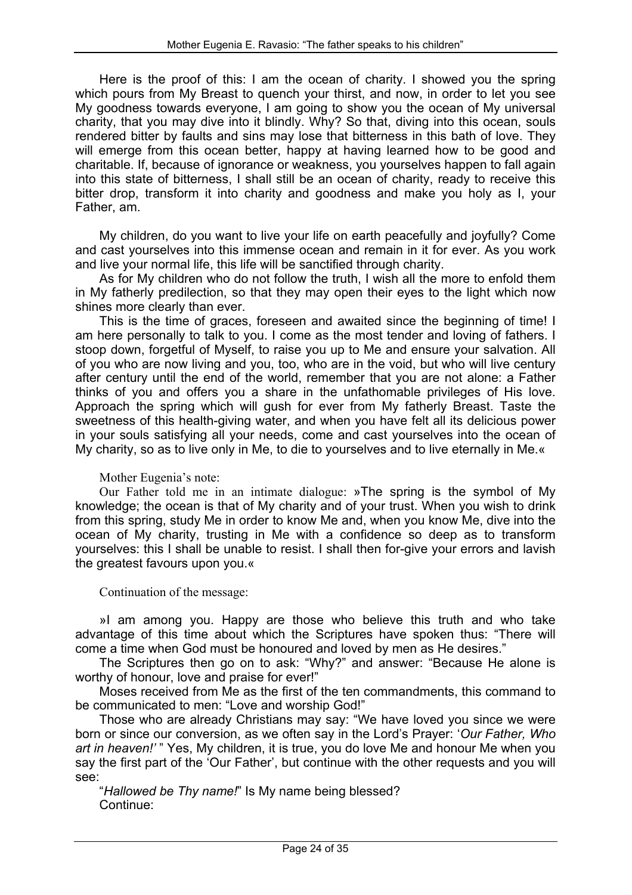Here is the proof of this: I am the ocean of charity. I showed you the spring which pours from My Breast to quench your thirst, and now, in order to let you see My goodness towards everyone, I am going to show you the ocean of My universal charity, that you may dive into it blindly. Why? So that, diving into this ocean, souls rendered bitter by faults and sins may lose that bitterness in this bath of love. They will emerge from this ocean better, happy at having learned how to be good and charitable. If, because of ignorance or weakness, you yourselves happen to fall again into this state of bitterness, I shall still be an ocean of charity, ready to receive this bitter drop, transform it into charity and goodness and make you holy as I, your Father, am.

My children, do you want to live your life on earth peacefully and joyfully? Come and cast yourselves into this immense ocean and remain in it for ever. As you work and live your normal life, this life will be sanctified through charity.

As for My children who do not follow the truth, I wish all the more to enfold them in My fatherly predilection, so that they may open their eyes to the light which now shines more clearly than ever.

This is the time of graces, foreseen and awaited since the beginning of time! I am here personally to talk to you. I come as the most tender and loving of fathers. I stoop down, forgetful of Myself, to raise you up to Me and ensure your salvation. All of you who are now living and you, too, who are in the void, but who will live century after century until the end of the world, remember that you are not alone: a Father thinks of you and offers you a share in the unfathomable privileges of His love. Approach the spring which will gush for ever from My fatherly Breast. Taste the sweetness of this health-giving water, and when you have felt all its delicious power in your souls satisfying all your needs, come and cast yourselves into the ocean of My charity, so as to live only in Me, to die to yourselves and to live eternally in Me.«

Mother Eugenia's note:

Our Father told me in an intimate dialogue: »The spring is the symbol of My knowledge; the ocean is that of My charity and of your trust. When you wish to drink from this spring, study Me in order to know Me and, when you know Me, dive into the ocean of My charity, trusting in Me with a confidence so deep as to transform yourselves: this I shall be unable to resist. I shall then for-give your errors and lavish the greatest favours upon you.«

Continuation of the message:

»I am among you. Happy are those who believe this truth and who take advantage of this time about which the Scriptures have spoken thus: "There will come a time when God must be honoured and loved by men as He desires."

The Scriptures then go on to ask: "Why?" and answer: "Because He alone is worthy of honour, love and praise for ever!"

Moses received from Me as the first of the ten commandments, this command to be communicated to men: "Love and worship God!"

Those who are already Christians may say: "We have loved you since we were born or since our conversion, as we often say in the Lord's Prayer: '*Our Father, Who art in heaven!*' " Yes, My children, it is true, you do love Me and honour Me when you say the first part of the 'Our Father', but continue with the other requests and you will see:

"*Hallowed be Thy name!*" Is My name being blessed?
Continue: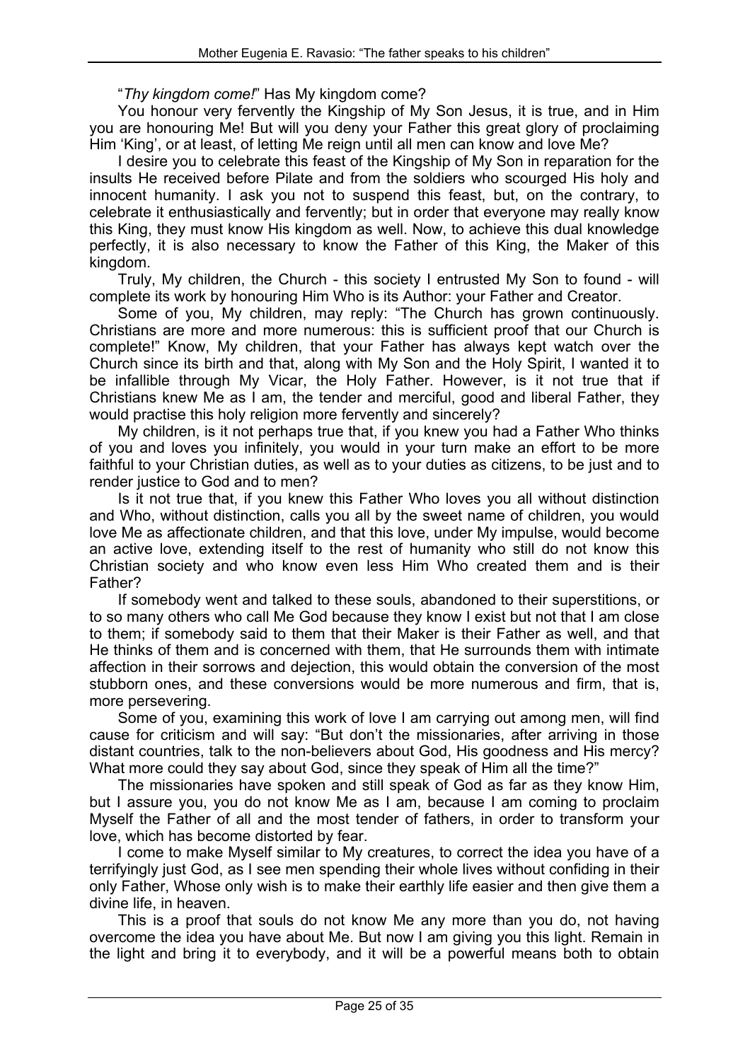"*Thy kingdom come!*" Has My kingdom come?

You honour very fervently the Kingship of My Son Jesus, it is true, and in Him you are honouring Me! But will you deny your Father this great glory of proclaiming Him 'King', or at least, of letting Me reign until all men can know and love Me?

I desire you to celebrate this feast of the Kingship of My Son in reparation for the insults He received before Pilate and from the soldiers who scourged His holy and innocent humanity. I ask you not to suspend this feast, but, on the contrary, to celebrate it enthusiastically and fervently; but in order that everyone may really know this King, they must know His kingdom as well. Now, to achieve this dual knowledge perfectly, it is also necessary to know the Father of this King, the Maker of this kingdom.

Truly, My children, the Church - this society I entrusted My Son to found - will complete its work by honouring Him Who is its Author: your Father and Creator.

Some of you, My children, may reply: "The Church has grown continuously. Christians are more and more numerous: this is sufficient proof that our Church is complete!" Know, My children, that your Father has always kept watch over the Church since its birth and that, along with My Son and the Holy Spirit, I wanted it to be infallible through My Vicar, the Holy Father. However, is it not true that if Christians knew Me as I am, the tender and merciful, good and liberal Father, they would practise this holy religion more fervently and sincerely?

My children, is it not perhaps true that, if you knew you had a Father Who thinks of you and loves you infinitely, you would in your turn make an effort to be more faithful to your Christian duties, as well as to your duties as citizens, to be just and to render justice to God and to men?

Is it not true that, if you knew this Father Who loves you all without distinction and Who, without distinction, calls you all by the sweet name of children, you would love Me as affectionate children, and that this love, under My impulse, would become an active love, extending itself to the rest of humanity who still do not know this Christian society and who know even less Him Who created them and is their Father?

If somebody went and talked to these souls, abandoned to their superstitions, or to so many others who call Me God because they know I exist but not that I am close to them; if somebody said to them that their Maker is their Father as well, and that He thinks of them and is concerned with them, that He surrounds them with intimate affection in their sorrows and dejection, this would obtain the conversion of the most stubborn ones, and these conversions would be more numerous and firm, that is, more persevering.

Some of you, examining this work of love I am carrying out among men, will find cause for criticism and will say: "But don't the missionaries, after arriving in those distant countries, talk to the non-believers about God, His goodness and His mercy? What more could they say about God, since they speak of Him all the time?"

The missionaries have spoken and still speak of God as far as they know Him, but I assure you, you do not know Me as I am, because I am coming to proclaim Myself the Father of all and the most tender of fathers, in order to transform your love, which has become distorted by fear.

I come to make Myself similar to My creatures, to correct the idea you have of a terrifyingly just God, as I see men spending their whole lives without confiding in their only Father, Whose only wish is to make their earthly life easier and then give them a divine life, in heaven.

This is a proof that souls do not know Me any more than you do, not having overcome the idea you have about Me. But now I am giving you this light. Remain in the light and bring it to everybody, and it will be a powerful means both to obtain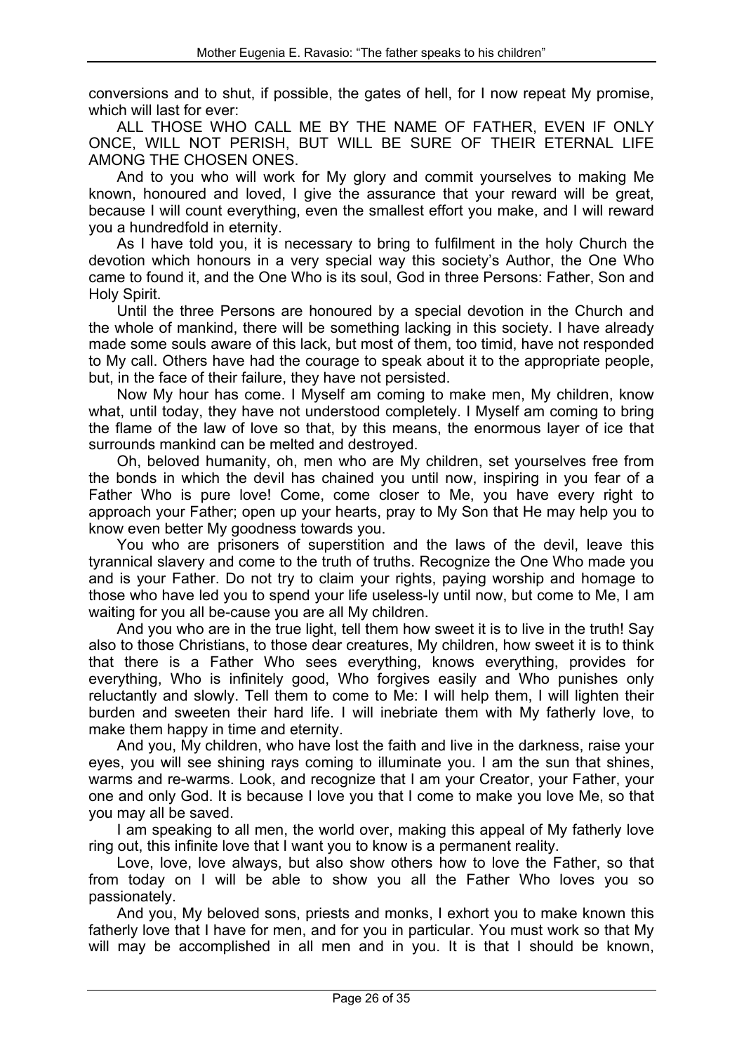conversions and to shut, if possible, the gates of hell, for I now repeat My promise, which will last for ever:

ALL THOSE WHO CALL ME BY THE NAME OF FATHER, EVEN IF ONLY ONCE, WILL NOT PERISH, BUT WILL BE SURE OF THEIR ETERNAL LIFE AMONG THE CHOSEN ONES.

And to you who will work for My glory and commit yourselves to making Me known, honoured and loved, I give the assurance that your reward will be great, because I will count everything, even the smallest effort you make, and I will reward you a hundredfold in eternity.

As I have told you, it is necessary to bring to fulfilment in the holy Church the devotion which honours in a very special way this society's Author, the One Who came to found it, and the One Who is its soul, God in three Persons: Father, Son and Holy Spirit.

Until the three Persons are honoured by a special devotion in the Church and the whole of mankind, there will be something lacking in this society. I have already made some souls aware of this lack, but most of them, too timid, have not responded to My call. Others have had the courage to speak about it to the appropriate people, but, in the face of their failure, they have not persisted.

Now My hour has come. I Myself am coming to make men, My children, know what, until today, they have not understood completely. I Myself am coming to bring the flame of the law of love so that, by this means, the enormous layer of ice that surrounds mankind can be melted and destroyed.

Oh, beloved humanity, oh, men who are My children, set yourselves free from the bonds in which the devil has chained you until now, inspiring in you fear of a Father Who is pure love! Come, come closer to Me, you have every right to approach your Father; open up your hearts, pray to My Son that He may help you to know even better My goodness towards you.

You who are prisoners of superstition and the laws of the devil, leave this tyrannical slavery and come to the truth of truths. Recognize the One Who made you and is your Father. Do not try to claim your rights, paying worship and homage to those who have led you to spend your life useless-ly until now, but come to Me, I am waiting for you all be-cause you are all My children.

And you who are in the true light, tell them how sweet it is to live in the truth! Say also to those Christians, to those dear creatures, My children, how sweet it is to think that there is a Father Who sees everything, knows everything, provides for everything, Who is infinitely good, Who forgives easily and Who punishes only reluctantly and slowly. Tell them to come to Me: I will help them, I will lighten their burden and sweeten their hard life. I will inebriate them with My fatherly love, to make them happy in time and eternity.

And you, My children, who have lost the faith and live in the darkness, raise your eyes, you will see shining rays coming to illuminate you. I am the sun that shines, warms and re-warms. Look, and recognize that I am your Creator, your Father, your one and only God. It is because I love you that I come to make you love Me, so that you may all be saved.

I am speaking to all men, the world over, making this appeal of My fatherly love ring out, this infinite love that I want you to know is a permanent reality.

Love, love, love always, but also show others how to love the Father, so that from today on I will be able to show you all the Father Who loves you so passionately.

And you, My beloved sons, priests and monks, I exhort you to make known this fatherly love that I have for men, and for you in particular. You must work so that My will may be accomplished in all men and in you. It is that I should be known,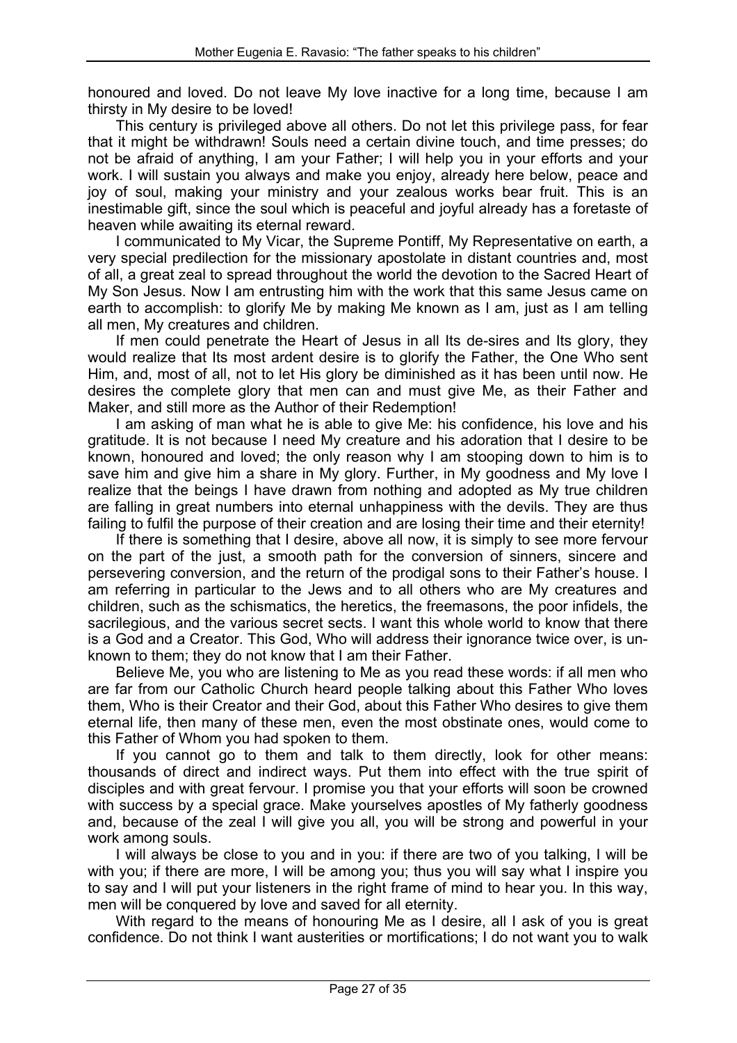honoured and loved. Do not leave My love inactive for a long time, because I am thirsty in My desire to be loved!

This century is privileged above all others. Do not let this privilege pass, for fear that it might be withdrawn! Souls need a certain divine touch, and time presses; do not be afraid of anything, I am your Father; I will help you in your efforts and your work. I will sustain you always and make you enjoy, already here below, peace and joy of soul, making your ministry and your zealous works bear fruit. This is an inestimable gift, since the soul which is peaceful and joyful already has a foretaste of heaven while awaiting its eternal reward.

I communicated to My Vicar, the Supreme Pontiff, My Representative on earth, a very special predilection for the missionary apostolate in distant countries and, most of all, a great zeal to spread throughout the world the devotion to the Sacred Heart of My Son Jesus. Now I am entrusting him with the work that this same Jesus came on earth to accomplish: to glorify Me by making Me known as I am, just as I am telling all men, My creatures and children.

If men could penetrate the Heart of Jesus in all Its de-sires and Its glory, they would realize that Its most ardent desire is to glorify the Father, the One Who sent Him, and, most of all, not to let His glory be diminished as it has been until now. He desires the complete glory that men can and must give Me, as their Father and Maker, and still more as the Author of their Redemption!

I am asking of man what he is able to give Me: his confidence, his love and his gratitude. It is not because I need My creature and his adoration that I desire to be known, honoured and loved; the only reason why I am stooping down to him is to save him and give him a share in My glory. Further, in My goodness and My love I realize that the beings I have drawn from nothing and adopted as My true children are falling in great numbers into eternal unhappiness with the devils. They are thus failing to fulfil the purpose of their creation and are losing their time and their eternity!

If there is something that I desire, above all now, it is simply to see more fervour on the part of the just, a smooth path for the conversion of sinners, sincere and persevering conversion, and the return of the prodigal sons to their Father's house. I am referring in particular to the Jews and to all others who are My creatures and children, such as the schismatics, the heretics, the freemasons, the poor infidels, the sacrilegious, and the various secret sects. I want this whole world to know that there is a God and a Creator. This God, Who will address their ignorance twice over, is unknown to them; they do not know that I am their Father.

Believe Me, you who are listening to Me as you read these words: if all men who are far from our Catholic Church heard people talking about this Father Who loves them, Who is their Creator and their God, about this Father Who desires to give them eternal life, then many of these men, even the most obstinate ones, would come to this Father of Whom you had spoken to them.

If you cannot go to them and talk to them directly, look for other means: thousands of direct and indirect ways. Put them into effect with the true spirit of disciples and with great fervour. I promise you that your efforts will soon be crowned with success by a special grace. Make yourselves apostles of My fatherly goodness and, because of the zeal I will give you all, you will be strong and powerful in your work among souls.

I will always be close to you and in you: if there are two of you talking, I will be with you; if there are more, I will be among you; thus you will say what I inspire you to say and I will put your listeners in the right frame of mind to hear you. In this way, men will be conquered by love and saved for all eternity.

With regard to the means of honouring Me as I desire, all I ask of you is great confidence. Do not think I want austerities or mortifications; I do not want you to walk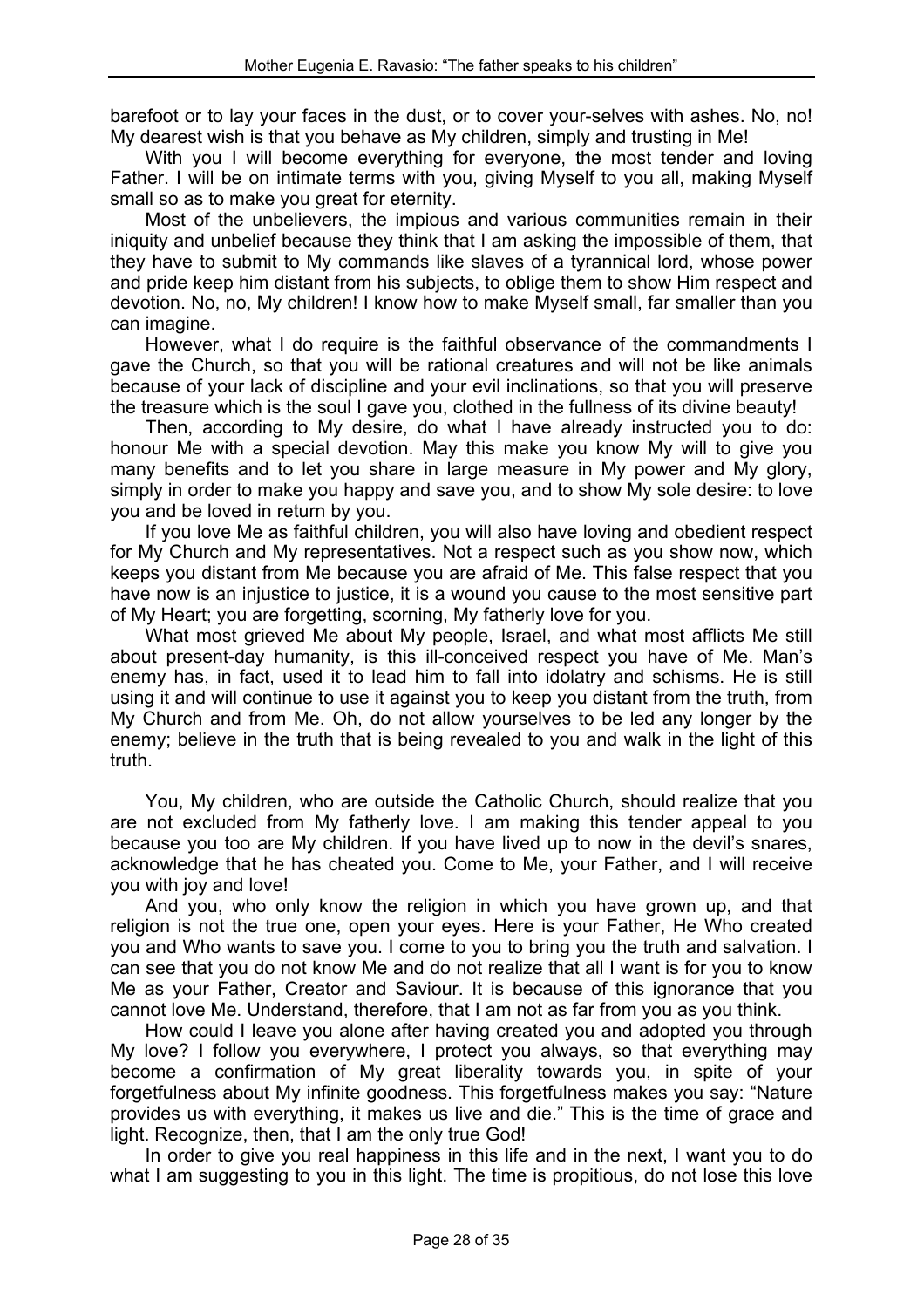barefoot or to lay your faces in the dust, or to cover your-selves with ashes. No, no! My dearest wish is that you behave as My children, simply and trusting in Me!

With you I will become everything for everyone, the most tender and loving Father. I will be on intimate terms with you, giving Myself to you all, making Myself small so as to make you great for eternity.

Most of the unbelievers, the impious and various communities remain in their iniquity and unbelief because they think that I am asking the impossible of them, that they have to submit to My commands like slaves of a tyrannical lord, whose power and pride keep him distant from his subjects, to oblige them to show Him respect and devotion. No, no, My children! I know how to make Myself small, far smaller than you can imagine.

However, what I do require is the faithful observance of the commandments I gave the Church, so that you will be rational creatures and will not be like animals because of your lack of discipline and your evil inclinations, so that you will preserve the treasure which is the soul I gave you, clothed in the fullness of its divine beauty!

Then, according to My desire, do what I have already instructed you to do: honour Me with a special devotion. May this make you know My will to give you many benefits and to let you share in large measure in My power and My glory, simply in order to make you happy and save you, and to show My sole desire: to love you and be loved in return by you.

If you love Me as faithful children, you will also have loving and obedient respect for My Church and My representatives. Not a respect such as you show now, which keeps you distant from Me because you are afraid of Me. This false respect that you have now is an injustice to justice, it is a wound you cause to the most sensitive part of My Heart; you are forgetting, scorning, My fatherly love for you.

What most grieved Me about My people, Israel, and what most afflicts Me still about present-day humanity, is this ill-conceived respect you have of Me. Man's enemy has, in fact, used it to lead him to fall into idolatry and schisms. He is still using it and will continue to use it against you to keep you distant from the truth, from My Church and from Me. Oh, do not allow yourselves to be led any longer by the enemy; believe in the truth that is being revealed to you and walk in the light of this truth.

You, My children, who are outside the Catholic Church, should realize that you are not excluded from My fatherly love. I am making this tender appeal to you because you too are My children. If you have lived up to now in the devil's snares, acknowledge that he has cheated you. Come to Me, your Father, and I will receive you with joy and love!

And you, who only know the religion in which you have grown up, and that religion is not the true one, open your eyes. Here is your Father, He Who created you and Who wants to save you. I come to you to bring you the truth and salvation. I can see that you do not know Me and do not realize that all I want is for you to know Me as your Father, Creator and Saviour. It is because of this ignorance that you cannot love Me. Understand, therefore, that I am not as far from you as you think.

How could I leave you alone after having created you and adopted you through My love? I follow you everywhere, I protect you always, so that everything may become a confirmation of My great liberality towards you, in spite of your forgetfulness about My infinite goodness. This forgetfulness makes you say: "Nature provides us with everything, it makes us live and die." This is the time of grace and light. Recognize, then, that I am the only true God!

In order to give you real happiness in this life and in the next, I want you to do what I am suggesting to you in this light. The time is propitious, do not lose this love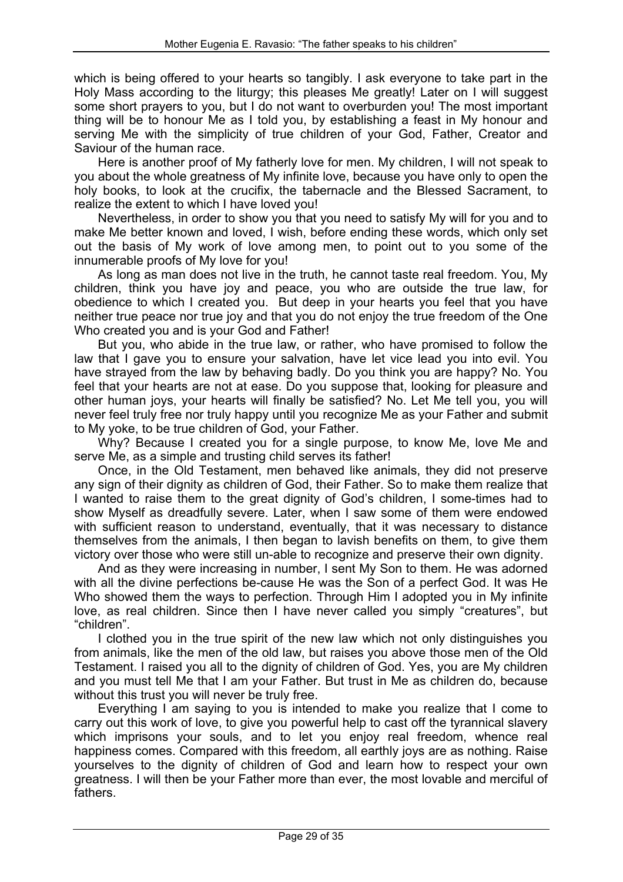which is being offered to your hearts so tangibly. I ask everyone to take part in the Holy Mass according to the liturgy; this pleases Me greatly! Later on I will suggest some short prayers to you, but I do not want to overburden you! The most important thing will be to honour Me as I told you, by establishing a feast in My honour and serving Me with the simplicity of true children of your God, Father, Creator and Saviour of the human race.

Here is another proof of My fatherly love for men. My children, I will not speak to you about the whole greatness of My infinite love, because you have only to open the holy books, to look at the crucifix, the tabernacle and the Blessed Sacrament, to realize the extent to which I have loved you!

Nevertheless, in order to show you that you need to satisfy My will for you and to make Me better known and loved, I wish, before ending these words, which only set out the basis of My work of love among men, to point out to you some of the innumerable proofs of My love for you!

As long as man does not live in the truth, he cannot taste real freedom. You, My children, think you have joy and peace, you who are outside the true law, for obedience to which I created you. But deep in your hearts you feel that you have neither true peace nor true joy and that you do not enjoy the true freedom of the One Who created you and is your God and Father!

But you, who abide in the true law, or rather, who have promised to follow the law that I gave you to ensure your salvation, have let vice lead you into evil. You have strayed from the law by behaving badly. Do you think you are happy? No. You feel that your hearts are not at ease. Do you suppose that, looking for pleasure and other human joys, your hearts will finally be satisfied? No. Let Me tell you, you will never feel truly free nor truly happy until you recognize Me as your Father and submit to My yoke, to be true children of God, your Father.

Why? Because I created you for a single purpose, to know Me, love Me and serve Me, as a simple and trusting child serves its father!

Once, in the Old Testament, men behaved like animals, they did not preserve any sign of their dignity as children of God, their Father. So to make them realize that I wanted to raise them to the great dignity of God's children, I some-times had to show Myself as dreadfully severe. Later, when I saw some of them were endowed with sufficient reason to understand, eventually, that it was necessary to distance themselves from the animals, I then began to lavish benefits on them, to give them victory over those who were still un-able to recognize and preserve their own dignity.

And as they were increasing in number, I sent My Son to them. He was adorned with all the divine perfections be-cause He was the Son of a perfect God. It was He Who showed them the ways to perfection. Through Him I adopted you in My infinite love, as real children. Since then I have never called you simply "creatures", but "children".

I clothed you in the true spirit of the new law which not only distinguishes you from animals, like the men of the old law, but raises you above those men of the Old Testament. I raised you all to the dignity of children of God. Yes, you are My children and you must tell Me that I am your Father. But trust in Me as children do, because without this trust you will never be truly free.

Everything I am saying to you is intended to make you realize that I come to carry out this work of love, to give you powerful help to cast off the tyrannical slavery which imprisons your souls, and to let you enjoy real freedom, whence real happiness comes. Compared with this freedom, all earthly joys are as nothing. Raise yourselves to the dignity of children of God and learn how to respect your own greatness. I will then be your Father more than ever, the most lovable and merciful of fathers.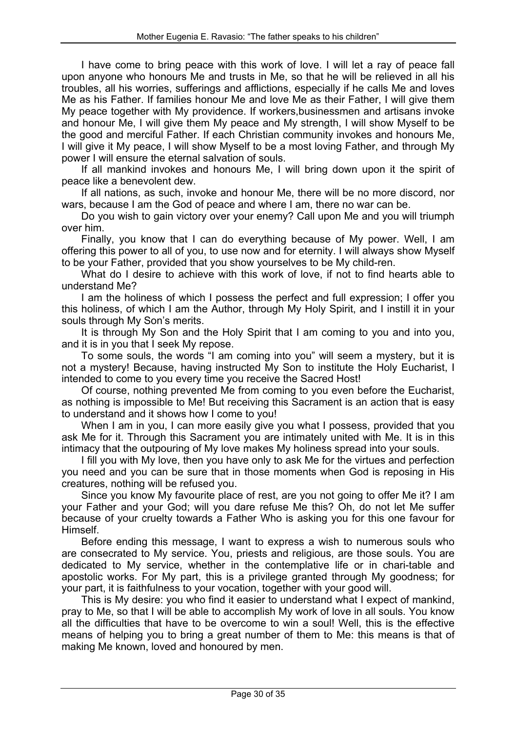I have come to bring peace with this work of love. I will let a ray of peace fall upon anyone who honours Me and trusts in Me, so that he will be relieved in all his troubles, all his worries, sufferings and afflictions, especially if he calls Me and loves Me as his Father. If families honour Me and love Me as their Father, I will give them My peace together with My providence. If workers,businessmen and artisans invoke and honour Me, I will give them My peace and My strength, I will show Myself to be the good and merciful Father. If each Christian community invokes and honours Me, I will give it My peace, I will show Myself to be a most loving Father, and through My power I will ensure the eternal salvation of souls.

If all mankind invokes and honours Me, I will bring down upon it the spirit of peace like a benevolent dew.

If all nations, as such, invoke and honour Me, there will be no more discord, nor wars, because I am the God of peace and where I am, there no war can be.

Do you wish to gain victory over your enemy? Call upon Me and you will triumph over him.

Finally, you know that I can do everything because of My power. Well, I am offering this power to all of you, to use now and for eternity. I will always show Myself to be your Father, provided that you show yourselves to be My child-ren.

What do I desire to achieve with this work of love, if not to find hearts able to understand Me?

I am the holiness of which I possess the perfect and full expression; I offer you this holiness, of which I am the Author, through My Holy Spirit, and I instill it in your souls through My Son's merits.

It is through My Son and the Holy Spirit that I am coming to you and into you, and it is in you that I seek My repose.

To some souls, the words "I am coming into you" will seem a mystery, but it is not a mystery! Because, having instructed My Son to institute the Holy Eucharist, I intended to come to you every time you receive the Sacred Host!

Of course, nothing prevented Me from coming to you even before the Eucharist, as nothing is impossible to Me! But receiving this Sacrament is an action that is easy to understand and it shows how I come to you!

When I am in you, I can more easily give you what I possess, provided that you ask Me for it. Through this Sacrament you are intimately united with Me. It is in this intimacy that the outpouring of My love makes My holiness spread into your souls.

I fill you with My love, then you have only to ask Me for the virtues and perfection you need and you can be sure that in those moments when God is reposing in His creatures, nothing will be refused you.

Since you know My favourite place of rest, are you not going to offer Me it? I am your Father and your God; will you dare refuse Me this? Oh, do not let Me suffer because of your cruelty towards a Father Who is asking you for this one favour for Himself.

Before ending this message, I want to express a wish to numerous souls who are consecrated to My service. You, priests and religious, are those souls. You are dedicated to My service, whether in the contemplative life or in chari-table and apostolic works. For My part, this is a privilege granted through My goodness; for your part, it is faithfulness to your vocation, together with your good will.

This is My desire: you who find it easier to understand what I expect of mankind, pray to Me, so that I will be able to accomplish My work of love in all souls. You know all the difficulties that have to be overcome to win a soul! Well, this is the effective means of helping you to bring a great number of them to Me: this means is that of making Me known, loved and honoured by men.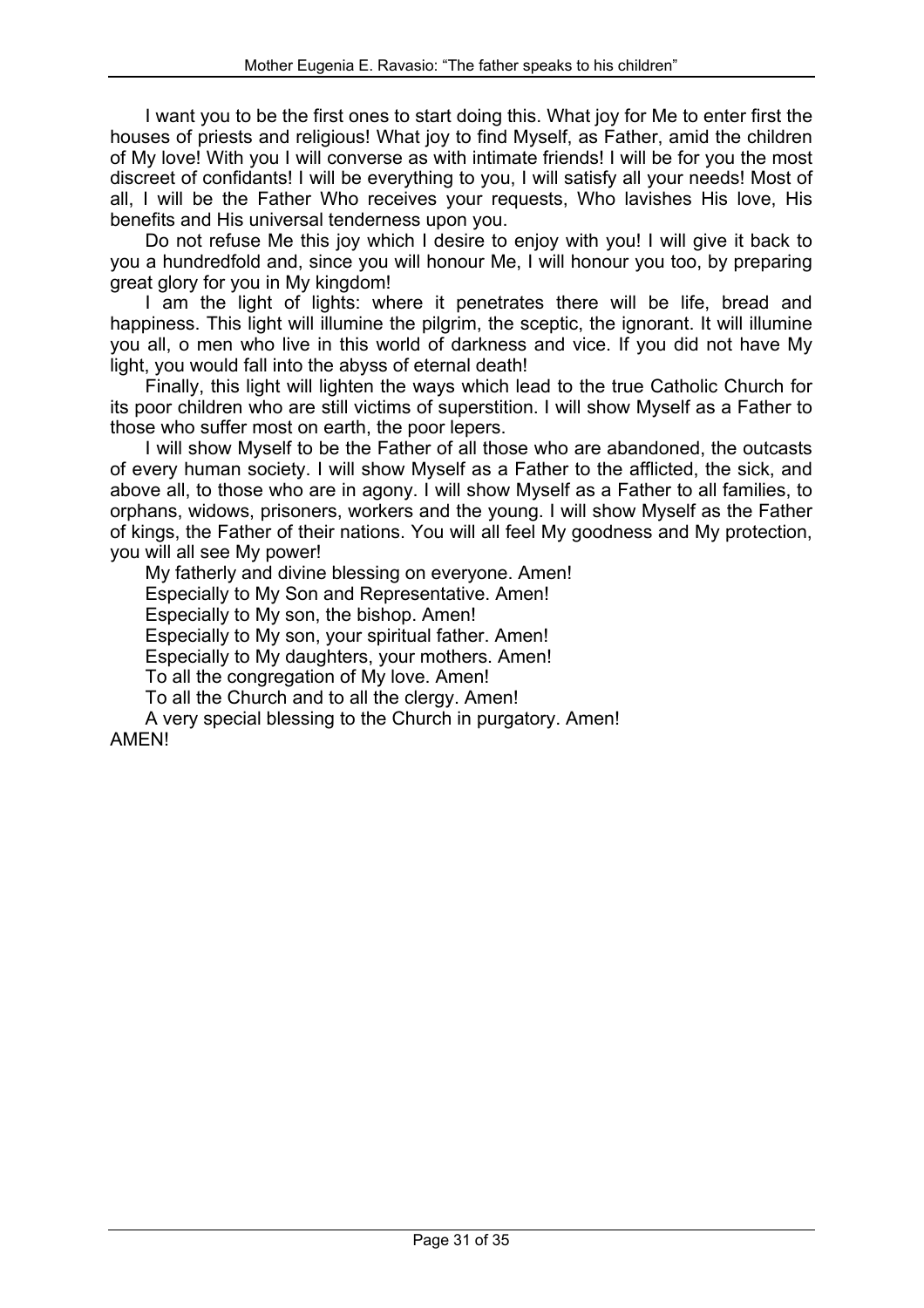I want you to be the first ones to start doing this. What joy for Me to enter first the houses of priests and religious! What joy to find Myself, as Father, amid the children of My love! With you I will converse as with intimate friends! I will be for you the most discreet of confidants! I will be everything to you, I will satisfy all your needs! Most of all, I will be the Father Who receives your requests, Who lavishes His love, His benefits and His universal tenderness upon you.

Do not refuse Me this joy which I desire to enjoy with you! I will give it back to you a hundredfold and, since you will honour Me, I will honour you too, by preparing great glory for you in My kingdom!

I am the light of lights: where it penetrates there will be life, bread and happiness. This light will illumine the pilgrim, the sceptic, the ignorant. It will illumine you all, o men who live in this world of darkness and vice. If you did not have My light, you would fall into the abyss of eternal death!

Finally, this light will lighten the ways which lead to the true Catholic Church for its poor children who are still victims of superstition. I will show Myself as a Father to those who suffer most on earth, the poor lepers.

I will show Myself to be the Father of all those who are abandoned, the outcasts of every human society. I will show Myself as a Father to the afflicted, the sick, and above all, to those who are in agony. I will show Myself as a Father to all families, to orphans, widows, prisoners, workers and the young. I will show Myself as the Father of kings, the Father of their nations. You will all feel My goodness and My protection, you will all see My power!

My fatherly and divine blessing on everyone. Amen!

Especially to My Son and Representative. Amen!

Especially to My son, the bishop. Amen!

Especially to My son, your spiritual father. Amen!

Especially to My daughters, your mothers. Amen!

To all the congregation of My love. Amen!

To all the Church and to all the clergy. Amen!

A very special blessing to the Church in purgatory. Amen!

AMEN!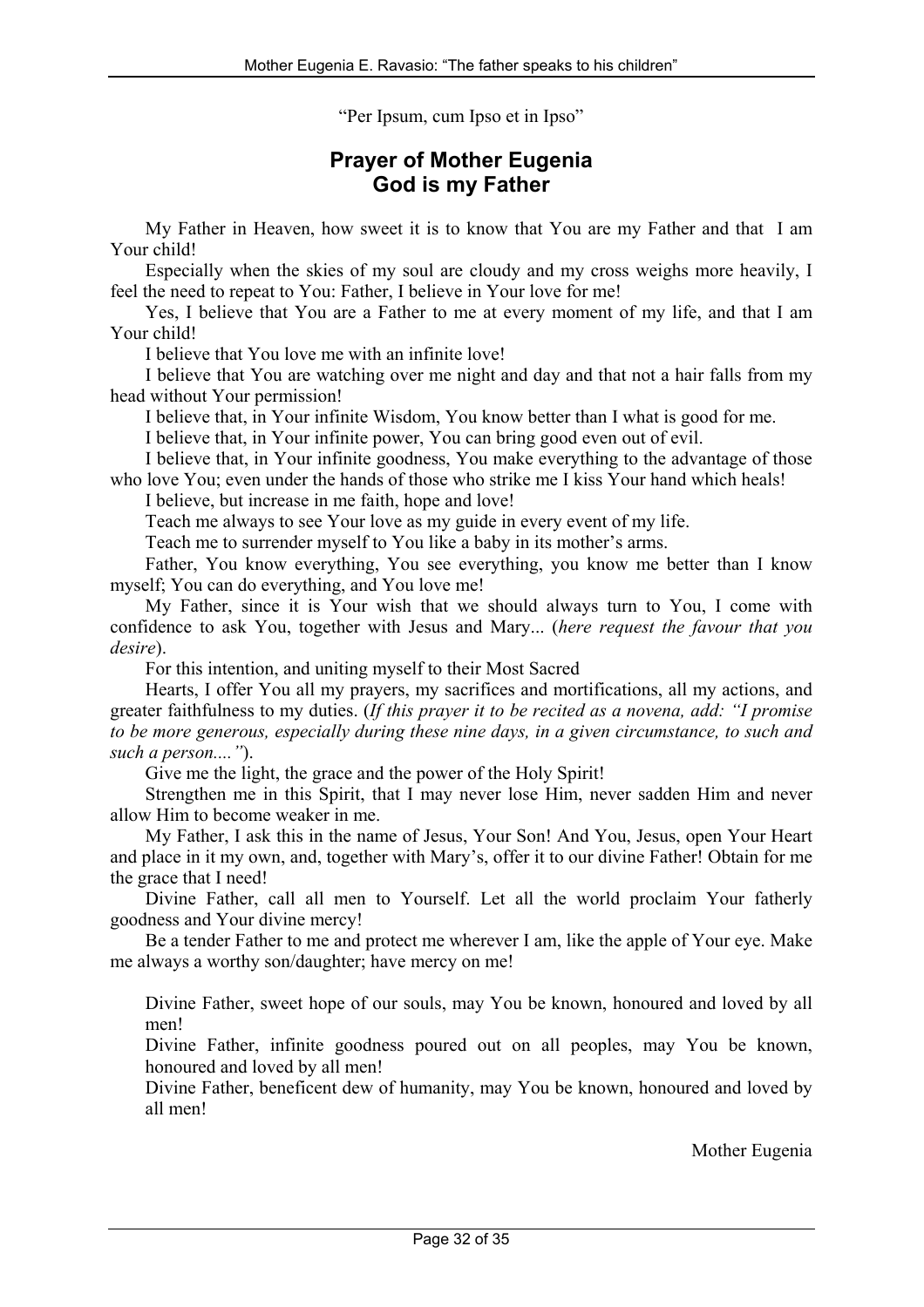"Per Ipsum, cum Ipso et in Ipso"

## Prayer of Mother Eugenia
## God is my Father

My Father in Heaven, how sweet it is to know that You are my Father and that I am Your child!

Especially when the skies of my soul are cloudy and my cross weighs more heavily, I feel the need to repeat to You: Father, I believe in Your love for me!

Yes, I believe that You are a Father to me at every moment of my life, and that I am Your child!

I believe that You love me with an infinite love!

I believe that You are watching over me night and day and that not a hair falls from my head without Your permission!

I believe that, in Your infinite Wisdom, You know better than I what is good for me.

I believe that, in Your infinite power, You can bring good even out of evil.

I believe that, in Your infinite goodness, You make everything to the advantage of those who love You; even under the hands of those who strike me I kiss Your hand which heals!

I believe, but increase in me faith, hope and love!

Teach me always to see Your love as my guide in every event of my life.

Teach me to surrender myself to You like a baby in its mother's arms.

Father, You know everything, You see everything, you know me better than I know myself; You can do everything, and You love me!

My Father, since it is Your wish that we should always turn to You, I come with confidence to ask You, together with Jesus and Mary... (*here request the favour that you desire*).

For this intention, and uniting myself to their Most Sacred

Hearts, I offer You all my prayers, my sacrifices and mortifications, all my actions, and greater faithfulness to my duties. (*If this prayer it to be recited as a novena, add: "I promise to be more generous, especially during these nine days, in a given circumstance, to such and such a person...."*).

Give me the light, the grace and the power of the Holy Spirit!

Strengthen me in this Spirit, that I may never lose Him, never sadden Him and never allow Him to become weaker in me.

My Father, I ask this in the name of Jesus, Your Son! And You, Jesus, open Your Heart and place in it my own, and, together with Mary's, offer it to our divine Father! Obtain for me the grace that I need!

Divine Father, call all men to Yourself. Let all the world proclaim Your fatherly goodness and Your divine mercy!

Be a tender Father to me and protect me wherever I am, like the apple of Your eye. Make me always a worthy son/daughter; have mercy on me!

Divine Father, sweet hope of our souls, may You be known, honoured and loved by all men!

Divine Father, infinite goodness poured out on all peoples, may You be known, honoured and loved by all men!

Divine Father, beneficent dew of humanity, may You be known, honoured and loved by all men!

Mother Eugenia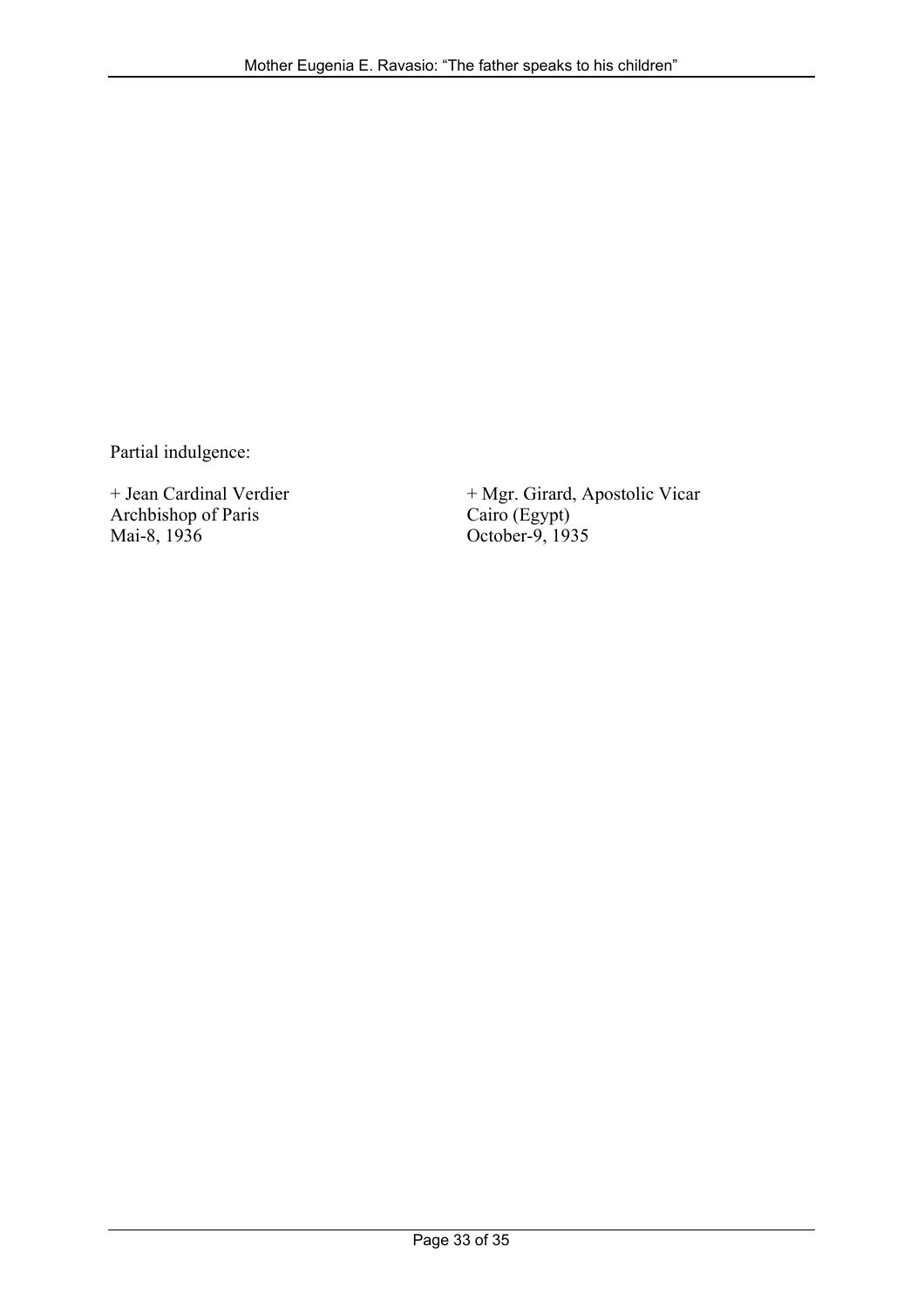Partial indulgence:

+ Jean Cardinal Verdier
Archbishop of Paris
Mai-8, 1936

+ Mgr. Girard, Apostolic Vicar
Cairo (Egypt)
October-9, 1935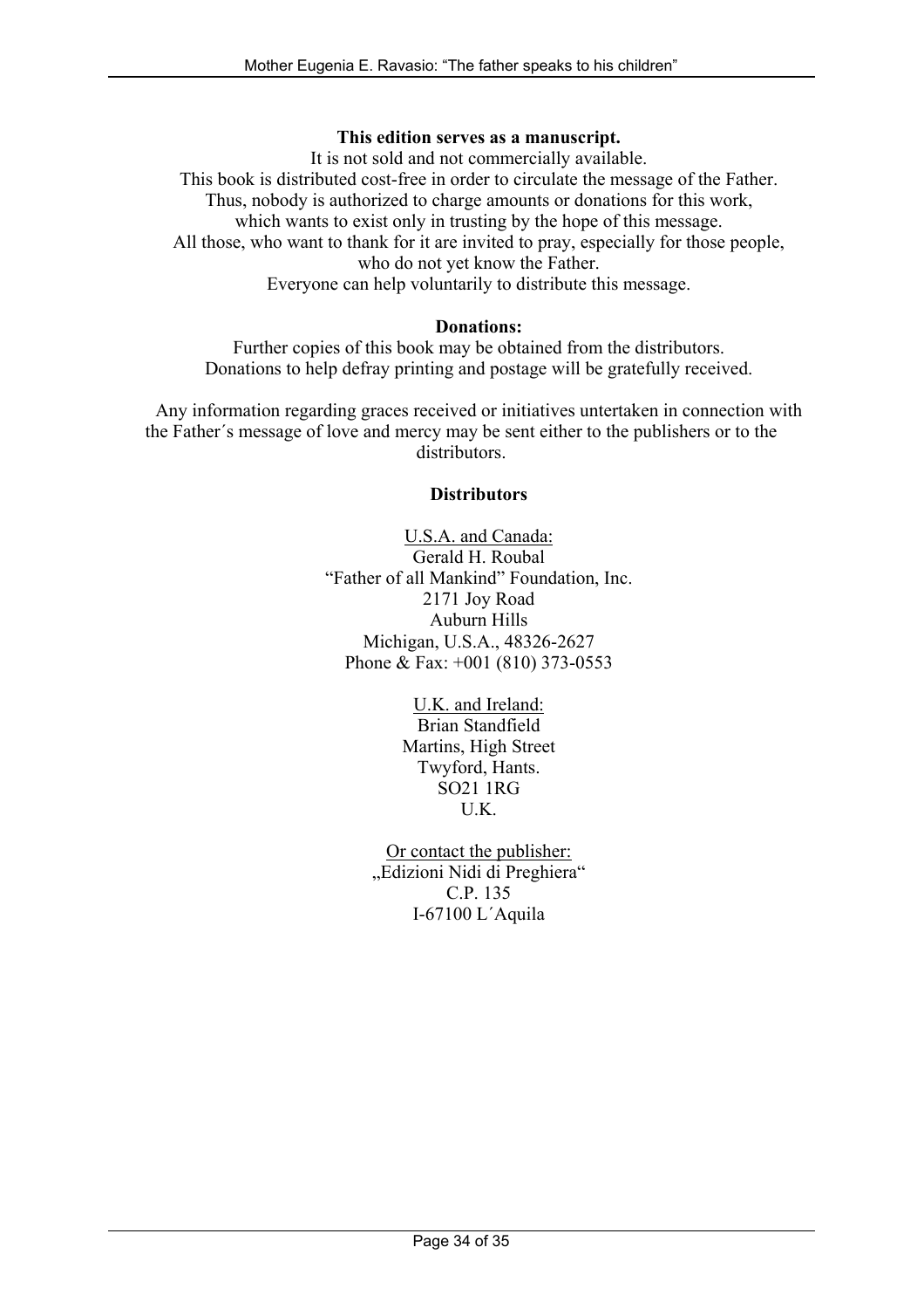**This edition serves as a manuscript.**

It is not sold and not commercially available.
This book is distributed cost-free in order to circulate the message of the Father.
Thus, nobody is authorized to charge amounts or donations for this work,
which wants to exist only in trusting by the hope of this message.
All those, who want to thank for it are invited to pray, especially for those people,
who do not yet know the Father.
Everyone can help voluntarily to distribute this message.

**Donations:**

Further copies of this book may be obtained from the distributors.
Donations to help defray printing and postage will be gratefully received.

Any information regarding graces received or initiatives untertaken in connection with the Father´s message of love and mercy may be sent either to the publishers or to the distributors.

**Distributors**

U.S.A. and Canada:
Gerald H. Roubal
"Father of all Mankind" Foundation, Inc.
2171 Joy Road
Auburn Hills
Michigan, U.S.A., 48326-2627
Phone & Fax: +001 (810) 373-0553

U.K. and Ireland:
Brian Standfield
Martins, High Street
Twyford, Hants.
SO21 1RG
U.K.

Or contact the publisher:
„Edizioni Nidi di Preghiera"
C.P. 135
I-67100 L´Aquila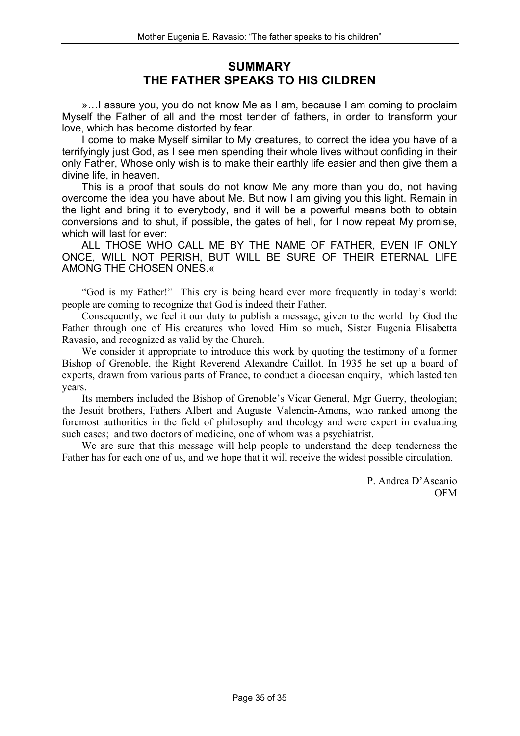# SUMMARY
# THE FATHER SPEAKS TO HIS CILDREN

»…I assure you, you do not know Me as I am, because I am coming to proclaim Myself the Father of all and the most tender of fathers, in order to transform your love, which has become distorted by fear.

I come to make Myself similar to My creatures, to correct the idea you have of a terrifyingly just God, as I see men spending their whole lives without confiding in their only Father, Whose only wish is to make their earthly life easier and then give them a divine life, in heaven.

This is a proof that souls do not know Me any more than you do, not having overcome the idea you have about Me. But now I am giving you this light. Remain in the light and bring it to everybody, and it will be a powerful means both to obtain conversions and to shut, if possible, the gates of hell, for I now repeat My promise, which will last for ever:

ALL THOSE WHO CALL ME BY THE NAME OF FATHER, EVEN IF ONLY ONCE, WILL NOT PERISH, BUT WILL BE SURE OF THEIR ETERNAL LIFE AMONG THE CHOSEN ONES.«

"God is my Father!" This cry is being heard ever more frequently in today's world: people are coming to recognize that God is indeed their Father.

Consequently, we feel it our duty to publish a message, given to the world by God the Father through one of His creatures who loved Him so much, Sister Eugenia Elisabetta Ravasio, and recognized as valid by the Church.

We consider it appropriate to introduce this work by quoting the testimony of a former Bishop of Grenoble, the Right Reverend Alexandre Caillot. In 1935 he set up a board of experts, drawn from various parts of France, to conduct a diocesan enquiry, which lasted ten years.

Its members included the Bishop of Grenoble's Vicar General, Mgr Guerry, theologian; the Jesuit brothers, Fathers Albert and Auguste Valencin-Amons, who ranked among the foremost authorities in the field of philosophy and theology and were expert in evaluating such cases; and two doctors of medicine, one of whom was a psychiatrist.

We are sure that this message will help people to understand the deep tenderness the Father has for each one of us, and we hope that it will receive the widest possible circulation.

P. Andrea D'Ascanio
OFM